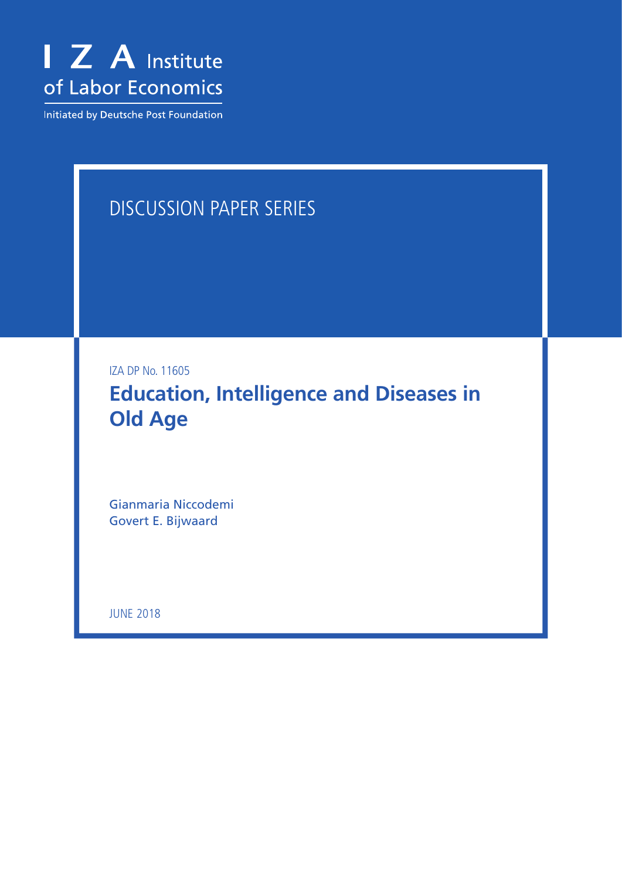I Z A Institute of Labor Economics

Initiated by Deutsche Post Foundation

DISCUSSION PAPER SERIES

IZA DP No. 11605

# Education, Intelligence and Diseases in Old Age

Gianmaria Niccodemi
Govert E. Bijwaard

JUNE 2018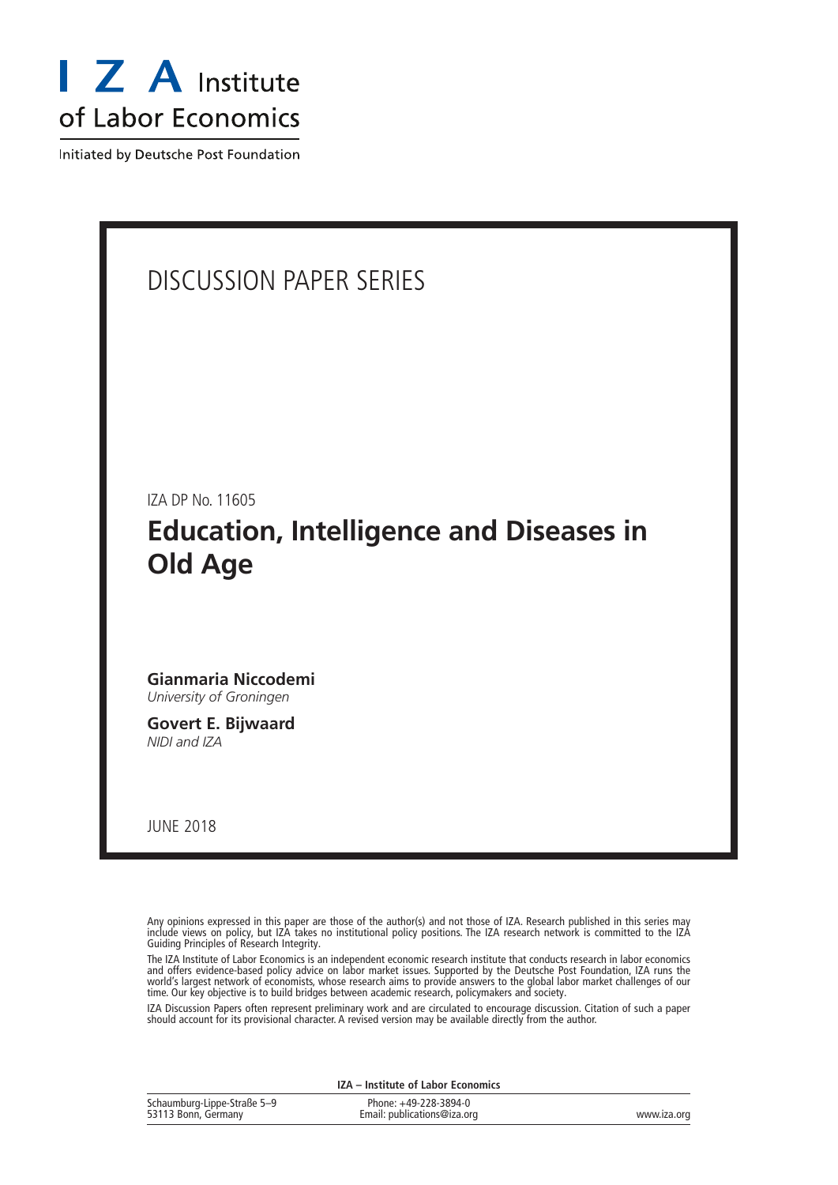DISCUSSION PAPER SERIES

IZA DP No. 11605

# Education, Intelligence and Diseases in Old Age

**Gianmaria Niccodemi**
*University of Groningen*

**Govert E. Bijwaard**
*NIDI and IZA*

JUNE 2018

Any opinions expressed in this paper are those of the author(s) and not those of IZA. Research published in this series may include views on policy, but IZA takes no institutional policy positions. The IZA research network is committed to the IZA Guiding Principles of Research Integrity.

The IZA Institute of Labor Economics is an independent economic research institute that conducts research in labor economics and offers evidence-based policy advice on labor market issues. Supported by the Deutsche Post Foundation, IZA runs the world's largest network of economists, whose research aims to provide answers to the global labor market challenges of our time. Our key objective is to build bridges between academic research, policymakers and society.

IZA Discussion Papers often represent preliminary work and are circulated to encourage discussion. Citation of such a paper should account for its provisional character. A revised version may be available directly from the author.

**IZA – Institute of Labor Economics**

Schaumburg-Lippe-Straße 5–9
53113 Bonn, Germany

Phone: +49-228-3894-0
Email: publications@iza.org

www.iza.org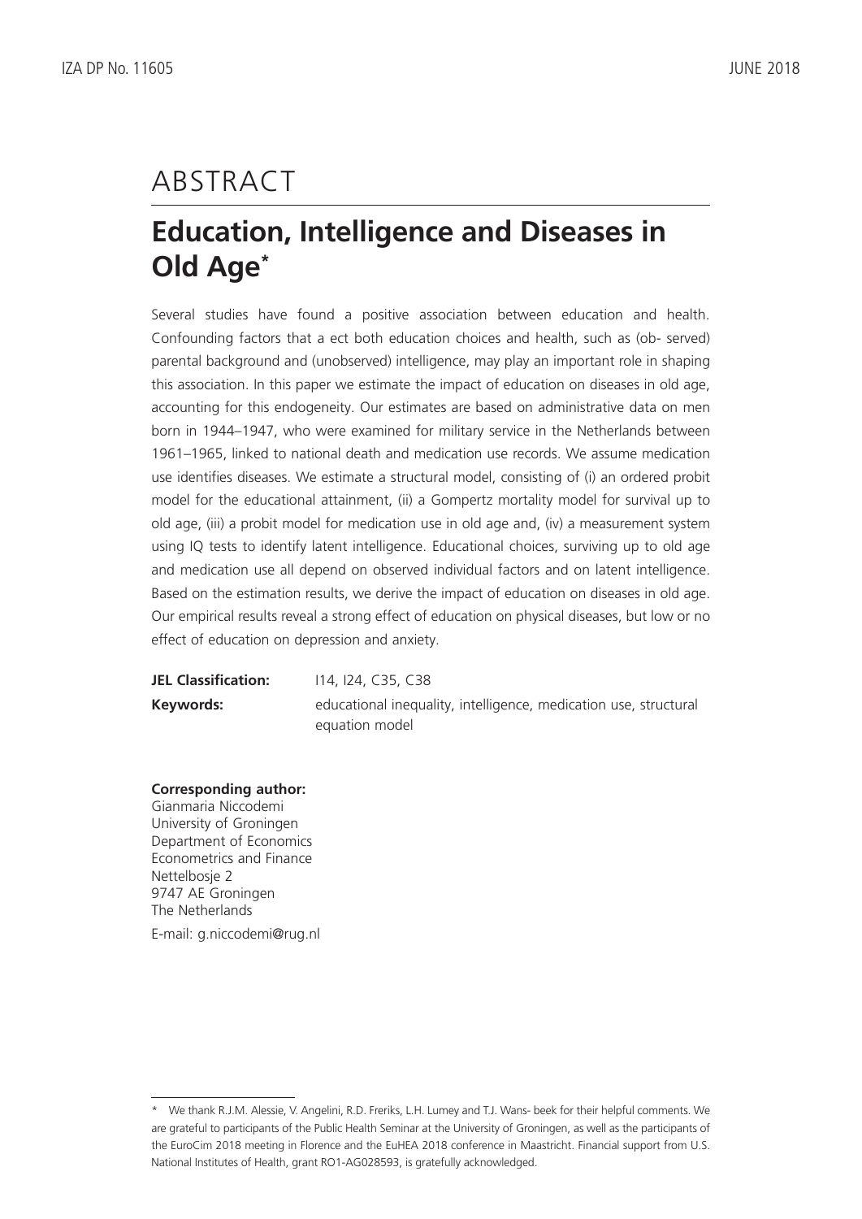# ABSTRACT

## Education, Intelligence and Diseases in Old Age*

Several studies have found a positive association between education and health. Confounding factors that a ect both education choices and health, such as (ob- served) parental background and (unobserved) intelligence, may play an important role in shaping this association. In this paper we estimate the impact of education on diseases in old age, accounting for this endogeneity. Our estimates are based on administrative data on men born in 1944–1947, who were examined for military service in the Netherlands between 1961–1965, linked to national death and medication use records. We assume medication use identifies diseases. We estimate a structural model, consisting of (i) an ordered probit model for the educational attainment, (ii) a Gompertz mortality model for survival up to old age, (iii) a probit model for medication use in old age and, (iv) a measurement system using IQ tests to identify latent intelligence. Educational choices, surviving up to old age and medication use all depend on observed individual factors and on latent intelligence. Based on the estimation results, we derive the impact of education on diseases in old age. Our empirical results reveal a strong effect of education on physical diseases, but low or no effect of education on depression and anxiety.

| | |
|---|---|
| **JEL Classification:** | I14, I24, C35, C38 |
| **Keywords:** | educational inequality, intelligence, medication use, structural equation model |

**Corresponding author:**
Gianmaria Niccodemi
University of Groningen
Department of Economics
Econometrics and Finance
Nettelbosje 2
9747 AE Groningen
The Netherlands

E-mail: g.niccodemi@rug.nl

---

* We thank R.J.M. Alessie, V. Angelini, R.D. Freriks, L.H. Lumey and T.J. Wans- beek for their helpful comments. We are grateful to participants of the Public Health Seminar at the University of Groningen, as well as the participants of the EuroCim 2018 meeting in Florence and the EuHEA 2018 conference in Maastricht. Financial support from U.S. National Institutes of Health, grant RO1-AG028593, is gratefully acknowledged.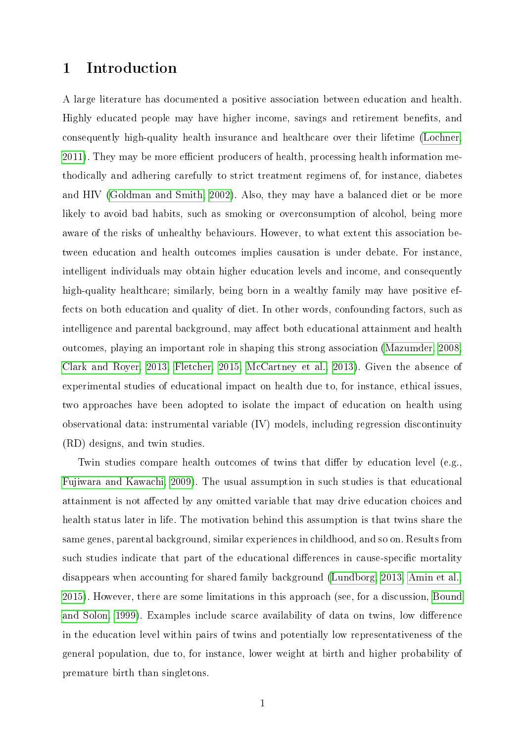# 1 Introduction

A large literature has documented a positive association between education and health. Highly educated people may have higher income, savings and retirement benefits, and consequently high-quality health insurance and healthcare over their lifetime (Lochner, 2011). They may be more efficient producers of health, processing health information methodically and adhering carefully to strict treatment regimens of, for instance, diabetes and HIV (Goldman and Smith, 2002). Also, they may have a balanced diet or be more likely to avoid bad habits, such as smoking or overconsumption of alcohol, being more aware of the risks of unhealthy behaviours. However, to what extent this association between education and health outcomes implies causation is under debate. For instance, intelligent individuals may obtain higher education levels and income, and consequently high-quality healthcare; similarly, being born in a wealthy family may have positive effects on both education and quality of diet. In other words, confounding factors, such as intelligence and parental background, may affect both educational attainment and health outcomes, playing an important role in shaping this strong association (Mazumder, 2008, Clark and Royer, 2013, Fletcher, 2015, McCartney et al., 2013). Given the absence of experimental studies of educational impact on health due to, for instance, ethical issues, two approaches have been adopted to isolate the impact of education on health using observational data: instrumental variable (IV) models, including regression discontinuity (RD) designs, and twin studies.

Twin studies compare health outcomes of twins that differ by education level (e.g., Fujiwara and Kawachi, 2009). The usual assumption in such studies is that educational attainment is not affected by any omitted variable that may drive education choices and health status later in life. The motivation behind this assumption is that twins share the same genes, parental background, similar experiences in childhood, and so on. Results from such studies indicate that part of the educational differences in cause-specific mortality disappears when accounting for shared family background (Lundborg, 2013, Amin et al., 2015). However, there are some limitations in this approach (see, for a discussion, Bound and Solon, 1999). Examples include scarce availability of data on twins, low difference in the education level within pairs of twins and potentially low representativeness of the general population, due to, for instance, lower weight at birth and higher probability of premature birth than singletons.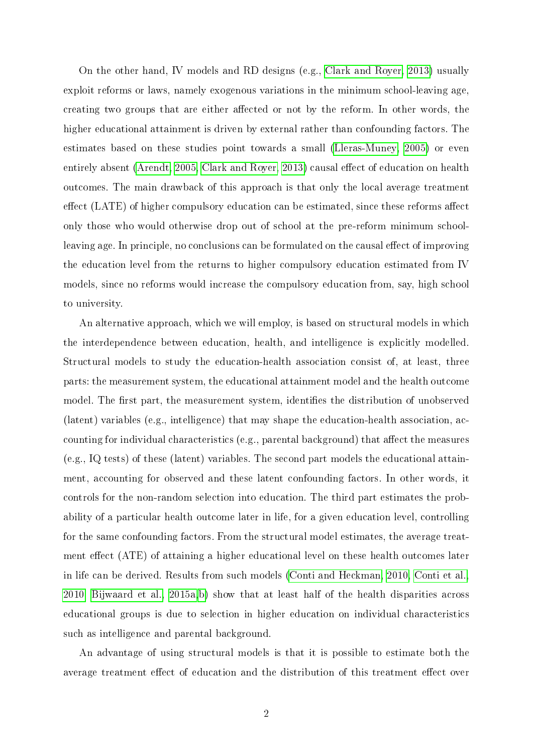On the other hand, IV models and RD designs (e.g., Clark and Royer, 2013) usually exploit reforms or laws, namely exogenous variations in the minimum school-leaving age, creating two groups that are either affected or not by the reform. In other words, the higher educational attainment is driven by external rather than confounding factors. The estimates based on these studies point towards a small (Lleras-Muney, 2005) or even entirely absent (Arendt, 2005; Clark and Royer, 2013) causal effect of education on health outcomes. The main drawback of this approach is that only the local average treatment effect (LATE) of higher compulsory education can be estimated, since these reforms affect only those who would otherwise drop out of school at the pre-reform minimum school-leaving age. In principle, no conclusions can be formulated on the causal effect of improving the education level from the returns to higher compulsory education estimated from IV models, since no reforms would increase the compulsory education from, say, high school to university.

An alternative approach, which we will employ, is based on structural models in which the interdependence between education, health, and intelligence is explicitly modelled. Structural models to study the education-health association consist of, at least, three parts: the measurement system, the educational attainment model and the health outcome model. The first part, the measurement system, identifies the distribution of unobserved (latent) variables (e.g., intelligence) that may shape the education-health association, accounting for individual characteristics (e.g., parental background) that affect the measures (e.g., IQ tests) of these (latent) variables. The second part models the educational attainment, accounting for observed and these latent confounding factors. In other words, it controls for the non-random selection into education. The third part estimates the probability of a particular health outcome later in life, for a given education level, controlling for the same confounding factors. From the structural model estimates, the average treatment effect (ATE) of attaining a higher educational level on these health outcomes later in life can be derived. Results from such models (Conti and Heckman, 2010; Conti et al., 2010; Bijwaard et al., 2015a,b) show that at least half of the health disparities across educational groups is due to selection in higher education on individual characteristics such as intelligence and parental background.

An advantage of using structural models is that it is possible to estimate both the average treatment effect of education and the distribution of this treatment effect over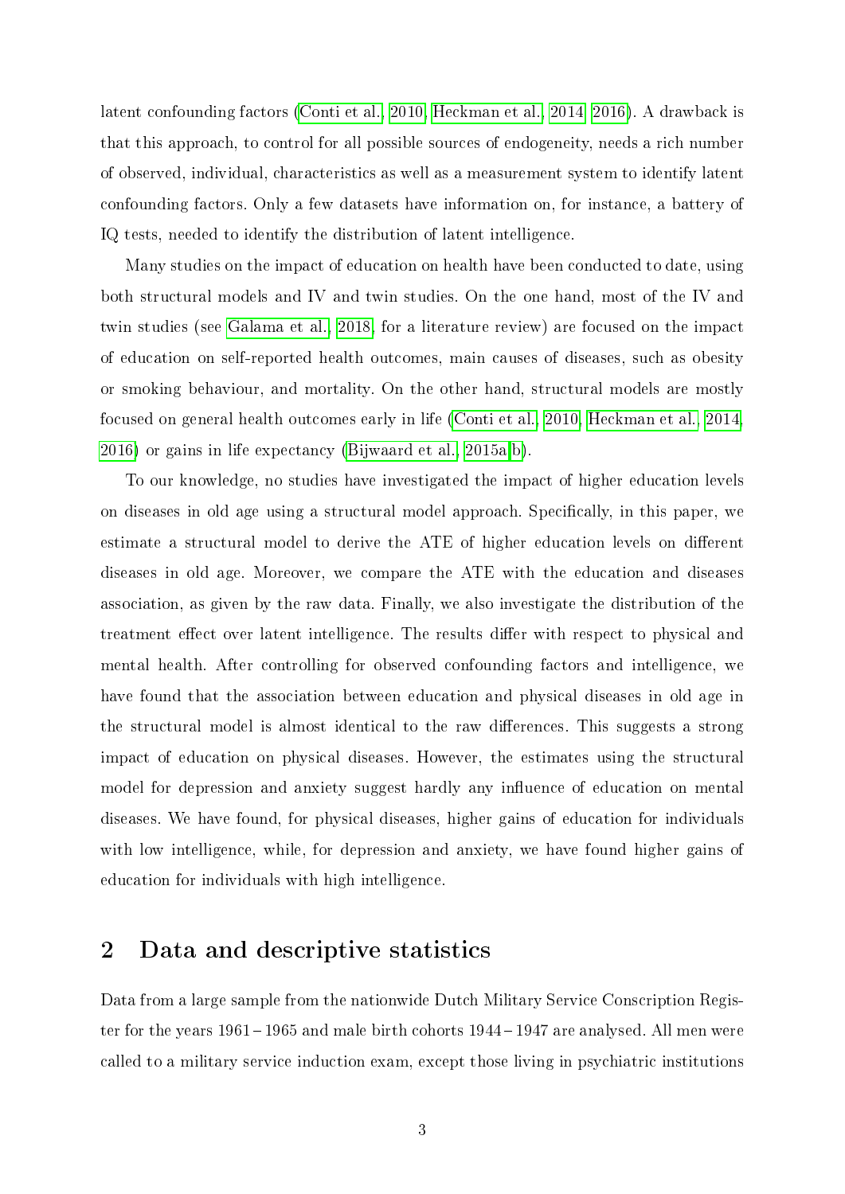latent confounding factors (Conti et al., 2010; Heckman et al., 2014, 2016). A drawback is that this approach, to control for all possible sources of endogeneity, needs a rich number of observed, individual, characteristics as well as a measurement system to identify latent confounding factors. Only a few datasets have information on, for instance, a battery of IQ tests, needed to identify the distribution of latent intelligence.

Many studies on the impact of education on health have been conducted to date, using both structural models and IV and twin studies. On the one hand, most of the IV and twin studies (see Galama et al., 2018, for a literature review) are focused on the impact of education on self-reported health outcomes, main causes of diseases, such as obesity or smoking behaviour, and mortality. On the other hand, structural models are mostly focused on general health outcomes early in life (Conti et al., 2010; Heckman et al., 2014, 2016) or gains in life expectancy (Bijwaard et al., 2015a,b).

To our knowledge, no studies have investigated the impact of higher education levels on diseases in old age using a structural model approach. Specifically, in this paper, we estimate a structural model to derive the ATE of higher education levels on different diseases in old age. Moreover, we compare the ATE with the education and diseases association, as given by the raw data. Finally, we also investigate the distribution of the treatment effect over latent intelligence. The results differ with respect to physical and mental health. After controlling for observed confounding factors and intelligence, we have found that the association between education and physical diseases in old age in the structural model is almost identical to the raw differences. This suggests a strong impact of education on physical diseases. However, the estimates using the structural model for depression and anxiety suggest hardly any influence of education on mental diseases. We have found, for physical diseases, higher gains of education for individuals with low intelligence, while, for depression and anxiety, we have found higher gains of education for individuals with high intelligence.

## 2 Data and descriptive statistics

Data from a large sample from the nationwide Dutch Military Service Conscription Register for the years 1961 – 1965 and male birth cohorts 1944 – 1947 are analysed. All men were called to a military service induction exam, except those living in psychiatric institutions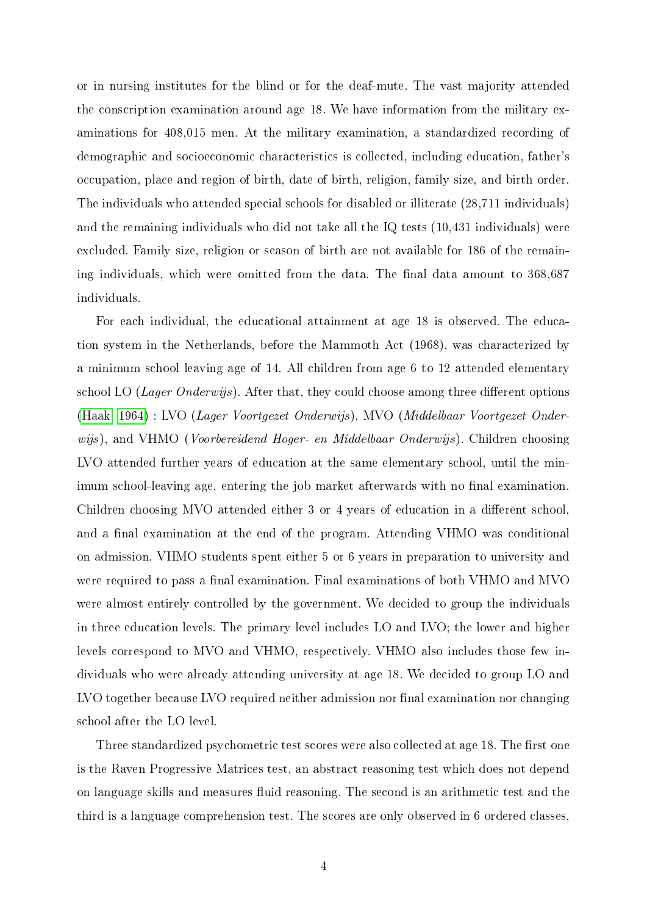or in nursing institutes for the blind or for the deaf-mute. The vast majority attended the conscription examination around age 18. We have information from the military examinations for 408,015 men. At the military examination, a standardized recording of demographic and socioeconomic characteristics is collected, including education, father's occupation, place and region of birth, date of birth, religion, family size, and birth order. The individuals who attended special schools for disabled or illiterate (28,711 individuals) and the remaining individuals who did not take all the IQ tests (10,431 individuals) were excluded. Family size, religion or season of birth are not available for 186 of the remaining individuals, which were omitted from the data. The final data amount to 368,687 individuals.

For each individual, the educational attainment at age 18 is observed. The education system in the Netherlands, before the Mammoth Act (1968), was characterized by a minimum school leaving age of 14. All children from age 6 to 12 attended elementary school LO (*Lager Onderwijs*). After that, they could choose among three different options (Haak, 1964) : LVO (*Lager Voortgezet Onderwijs*), MVO (*Middelbaar Voortgezet Onderwijs*), and VHMO (*Voorbereidend Hoger- en Middelbaar Onderwijs*). Children choosing LVO attended further years of education at the same elementary school, until the minimum school-leaving age, entering the job market afterwards with no final examination. Children choosing MVO attended either 3 or 4 years of education in a different school, and a final examination at the end of the program. Attending VHMO was conditional on admission. VHMO students spent either 5 or 6 years in preparation to university and were required to pass a final examination. Final examinations of both VHMO and MVO were almost entirely controlled by the government. We decided to group the individuals in three education levels. The primary level includes LO and LVO; the lower and higher levels correspond to MVO and VHMO, respectively. VHMO also includes those few individuals who were already attending university at age 18. We decided to group LO and LVO together because LVO required neither admission nor final examination nor changing school after the LO level.

Three standardized psychometric test scores were also collected at age 18. The first one is the Raven Progressive Matrices test, an abstract reasoning test which does not depend on language skills and measures fluid reasoning. The second is an arithmetic test and the third is a language comprehension test. The scores are only observed in 6 ordered classes,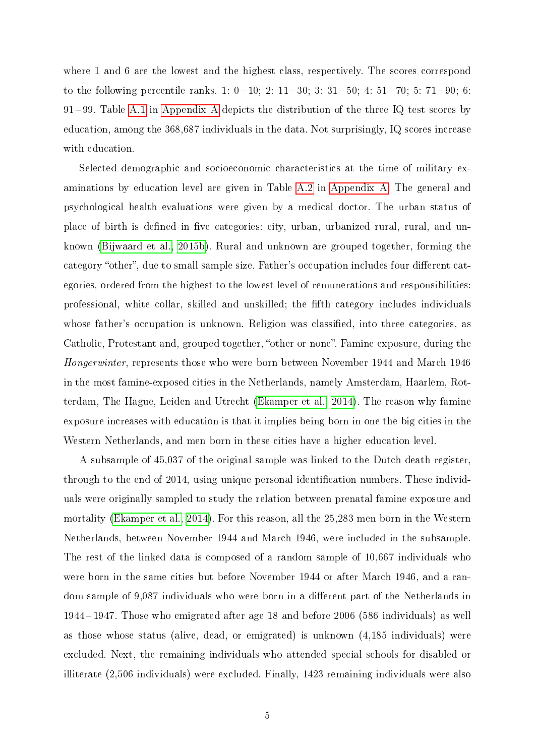where 1 and 6 are the lowest and the highest class, respectively. The scores correspond to the following percentile ranks. 1: 0 – 10; 2: 11 – 30; 3: 31 – 50; 4: 51 – 70; 5: 71 – 90; 6: 91 – 99. Table A.1 in Appendix A depicts the distribution of the three IQ test scores by education, among the 368,687 individuals in the data. Not surprisingly, IQ scores increase with education.

Selected demographic and socioeconomic characteristics at the time of military examinations by education level are given in Table A.2 in Appendix A. The general and psychological health evaluations were given by a medical doctor. The urban status of place of birth is defined in five categories: city, urban, urbanized rural, rural, and unknown (Bijwaard et al., 2015b). Rural and unknown are grouped together, forming the category "other", due to small sample size. Father's occupation includes four different categories, ordered from the highest to the lowest level of remunerations and responsibilities: professional, white collar, skilled and unskilled; the fifth category includes individuals whose father's occupation is unknown. Religion was classified, into three categories, as Catholic, Protestant and, grouped together, "other or none". Famine exposure, during the *Hongerwinter*, represents those who were born between November 1944 and March 1946 in the most famine-exposed cities in the Netherlands, namely Amsterdam, Haarlem, Rotterdam, The Hague, Leiden and Utrecht (Ekamper et al., 2014). The reason why famine exposure increases with education is that it implies being born in one the big cities in the Western Netherlands, and men born in these cities have a higher education level.

A subsample of 45,037 of the original sample was linked to the Dutch death register, through to the end of 2014, using unique personal identification numbers. These individuals were originally sampled to study the relation between prenatal famine exposure and mortality (Ekamper et al., 2014). For this reason, all the 25,283 men born in the Western Netherlands, between November 1944 and March 1946, were included in the subsample. The rest of the linked data is composed of a random sample of 10,667 individuals who were born in the same cities but before November 1944 or after March 1946, and a random sample of 9,087 individuals who were born in a different part of the Netherlands in 1944 – 1947. Those who emigrated after age 18 and before 2006 (586 individuals) as well as those whose status (alive, dead, or emigrated) is unknown (4,185 individuals) were excluded. Next, the remaining individuals who attended special schools for disabled or illiterate (2,506 individuals) were excluded. Finally, 1423 remaining individuals were also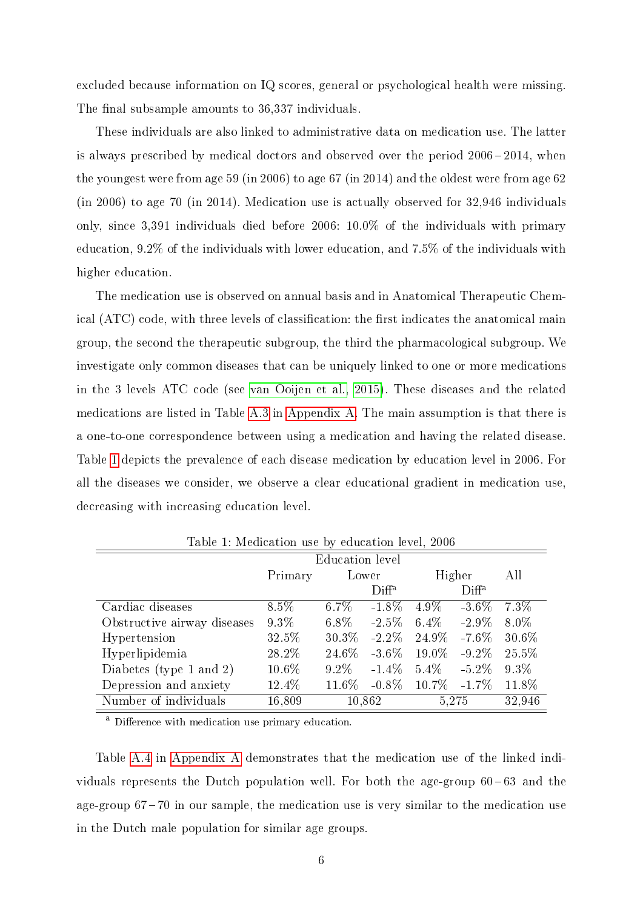excluded because information on IQ scores, general or psychological health were missing. The final subsample amounts to 36,337 individuals.

These individuals are also linked to administrative data on medication use. The latter is always prescribed by medical doctors and observed over the period 2006 – 2014, when the youngest were from age 59 (in 2006) to age 67 (in 2014) and the oldest were from age 62 (in 2006) to age 70 (in 2014). Medication use is actually observed for 32,946 individuals only, since 3,391 individuals died before 2006: 10.0% of the individuals with primary education, 9.2% of the individuals with lower education, and 7.5% of the individuals with higher education.

The medication use is observed on annual basis and in Anatomical Therapeutic Chemical (ATC) code, with three levels of classification: the first indicates the anatomical main group, the second the therapeutic subgroup, the third the pharmacological subgroup. We investigate only common diseases that can be uniquely linked to one or more medications in the 3 levels ATC code (see van Ooijen et al., 2015). These diseases and the related medications are listed in Table A.3 in Appendix A. The main assumption is that there is a one-to-one correspondence between using a medication and having the related disease. Table 1 depicts the prevalence of each disease medication by education level in 2006. For all the diseases we consider, we observe a clear educational gradient in medication use, decreasing with increasing education level.

Table 1: Medication use by education level, 2006

| | Education level | | | | | |
|---|---|---|---|---|---|---|
| | Primary | Lower | | Higher | | All |
| | | | Diff[a] | | Diff[a] | |
| Cardiac diseases | 8.5% | 6.7% | -1.8% | 4.9% | -3.6% | 7.3% |
| Obstructive airway diseases | 9.3% | 6.8% | -2.5% | 6.4% | -2.9% | 8.0% |
| Hypertension | 32.5% | 30.3% | -2.2% | 24.9% | -7.6% | 30.6% |
| Hyperlipidemia | 28.2% | 24.6% | -3.6% | 19.0% | -9.2% | 25.5% |
| Diabetes (type 1 and 2) | 10.6% | 9.2% | -1.4% | 5.4% | -5.2% | 9.3% |
| Depression and anxiety | 12.4% | 11.6% | -0.8% | 10.7% | -1.7% | 11.8% |
| Number of individuals | 16,809 | 10,862 | | 5,275 | | 32,946 |

[a] Difference with medication use primary education.

Table A.4 in Appendix A demonstrates that the medication use of the linked individuals represents the Dutch population well. For both the age-group 60 – 63 and the age-group 67 – 70 in our sample, the medication use is very similar to the medication use in the Dutch male population for similar age groups.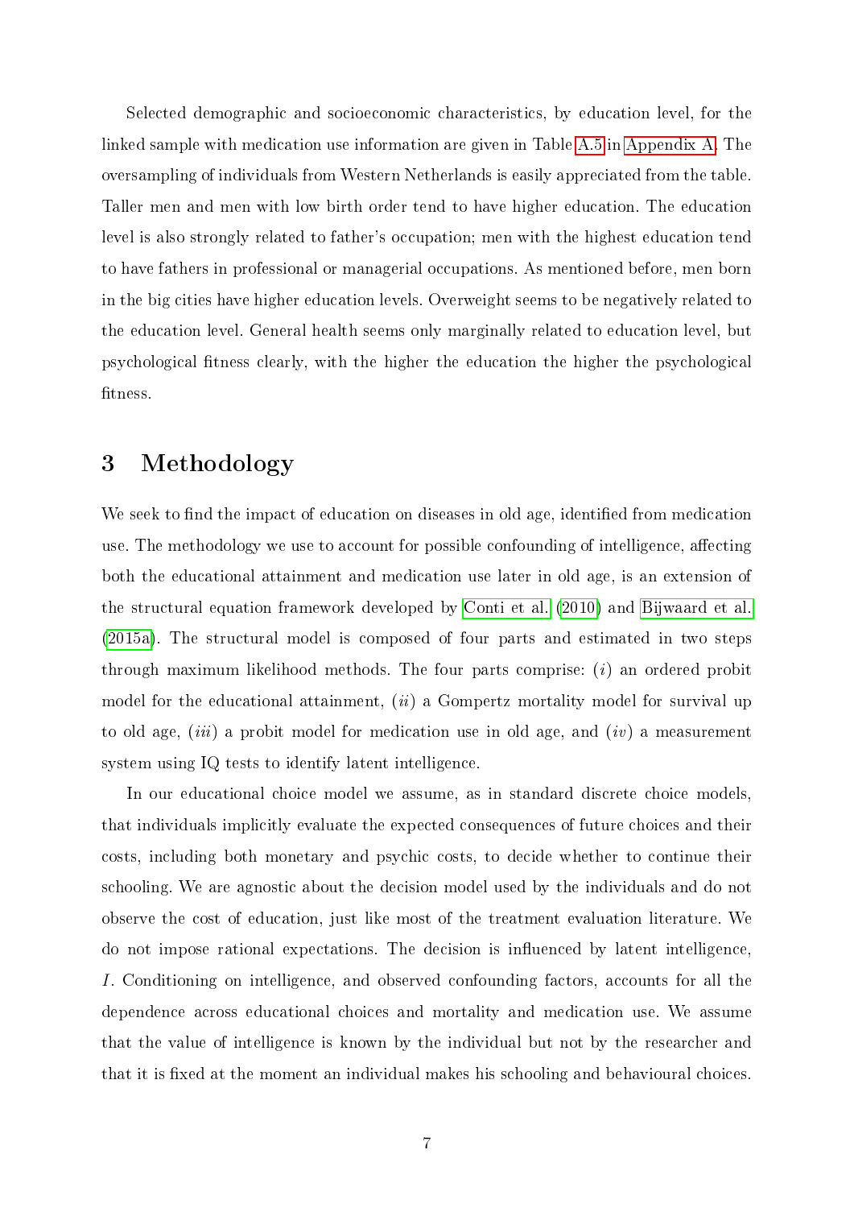Selected demographic and socioeconomic characteristics, by education level, for the linked sample with medication use information are given in Table A.5 in Appendix A. The oversampling of individuals from Western Netherlands is easily appreciated from the table. Taller men and men with low birth order tend to have higher education. The education level is also strongly related to father's occupation; men with the highest education tend to have fathers in professional or managerial occupations. As mentioned before, men born in the big cities have higher education levels. Overweight seems to be negatively related to the education level. General health seems only marginally related to education level, but psychological fitness clearly, with the higher the education the higher the psychological fitness.

# 3 Methodology

We seek to find the impact of education on diseases in old age, identified from medication use. The methodology we use to account for possible confounding of intelligence, affecting both the educational attainment and medication use later in old age, is an extension of the structural equation framework developed by Conti et al. (2010) and Bijwaard et al. (2015a). The structural model is composed of four parts and estimated in two steps through maximum likelihood methods. The four parts comprise: (*i*) an ordered probit model for the educational attainment, (*ii*) a Gompertz mortality model for survival up to old age, (*iii*) a probit model for medication use in old age, and (*iv*) a measurement system using IQ tests to identify latent intelligence.

In our educational choice model we assume, as in standard discrete choice models, that individuals implicitly evaluate the expected consequences of future choices and their costs, including both monetary and psychic costs, to decide whether to continue their schooling. We are agnostic about the decision model used by the individuals and do not observe the cost of education, just like most of the treatment evaluation literature. We do not impose rational expectations. The decision is influenced by latent intelligence, $I$. Conditioning on intelligence, and observed confounding factors, accounts for all the dependence across educational choices and mortality and medication use. We assume that the value of intelligence is known by the individual but not by the researcher and that it is fixed at the moment an individual makes his schooling and behavioural choices.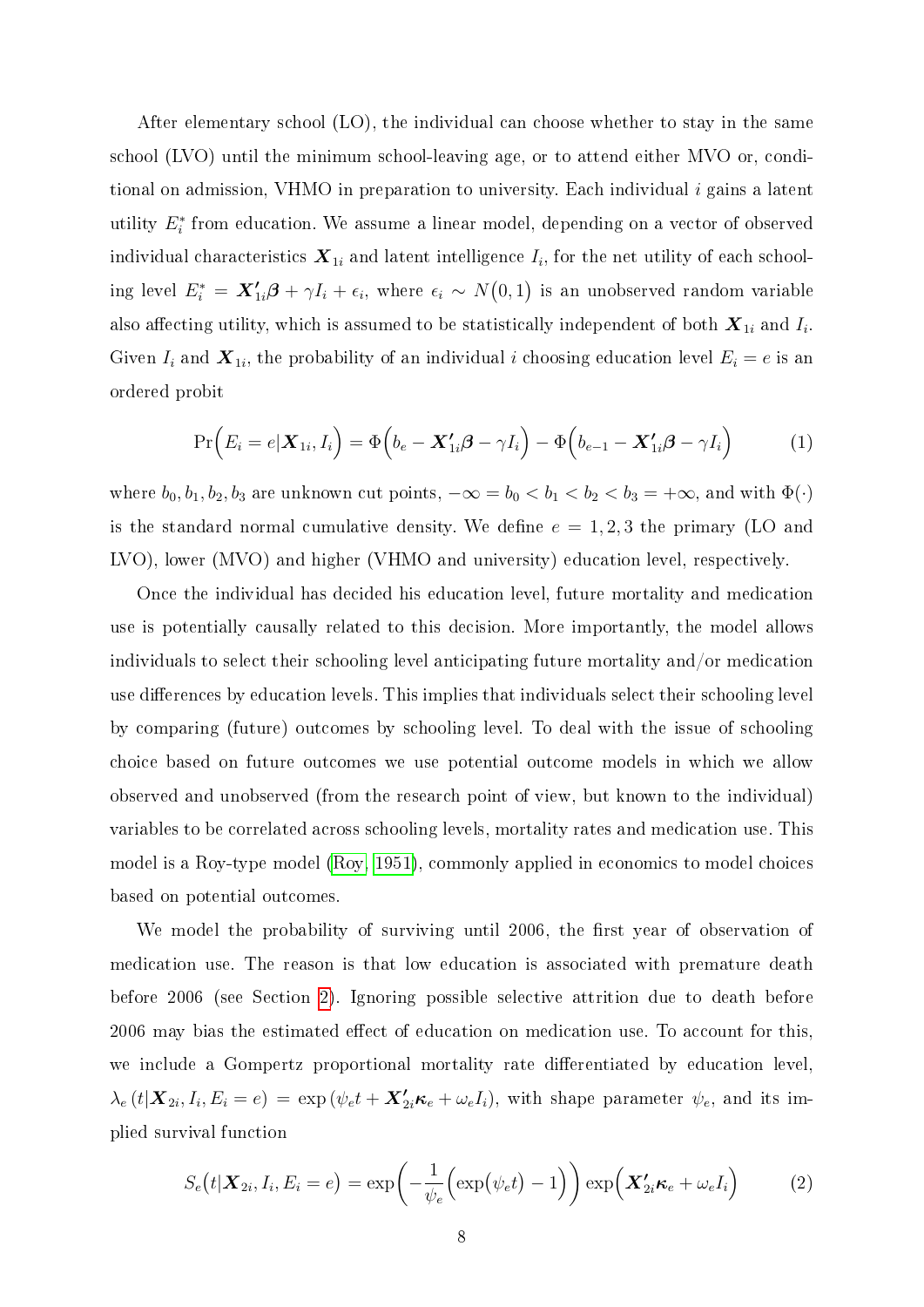After elementary school (LO), the individual can choose whether to stay in the same school (LVO) until the minimum school-leaving age, or to attend either MVO or, conditional on admission, VHMO in preparation to university. Each individual $i$ gains a latent utility $E_i^*$ from education. We assume a linear model, depending on a vector of observed individual characteristics $\boldsymbol{X}_{1i}$ and latent intelligence $I_i$, for the net utility of each schooling level $E_i^* = \boldsymbol{X}_{1i}'\boldsymbol{\beta} + \gamma I_i + \epsilon_i$, where $\epsilon_i \sim N\big(0,1\big)$ is an unobserved random variable also affecting utility, which is assumed to be statistically independent of both $\boldsymbol{X}_{1i}$ and $I_i$. Given $I_i$ and $\boldsymbol{X}_{1i}$, the probability of an individual $i$ choosing education level $E_i = e$ is an ordered probit

$$\Pr\Big(E_i = e|\boldsymbol{X}_{1i}, I_i\Big) = \Phi\Big(b_e - \boldsymbol{X}_{1i}'\boldsymbol{\beta} - \gamma I_i\Big) - \Phi\Big(b_{e-1} - \boldsymbol{X}_{1i}'\boldsymbol{\beta} - \gamma I_i\Big) \tag{1}$$

where $b_0, b_1, b_2, b_3$ are unknown cut points, $-\infty = b_0 < b_1 < b_2 < b_3 = +\infty$, and with $\Phi(\cdot)$ is the standard normal cumulative density. We define $e = 1, 2, 3$ the primary (LO and LVO), lower (MVO) and higher (VHMO and university) education level, respectively.

Once the individual has decided his education level, future mortality and medication use is potentially causally related to this decision. More importantly, the model allows individuals to select their schooling level anticipating future mortality and/or medication use differences by education levels. This implies that individuals select their schooling level by comparing (future) outcomes by schooling level. To deal with the issue of schooling choice based on future outcomes we use potential outcome models in which we allow observed and unobserved (from the research point of view, but known to the individual) variables to be correlated across schooling levels, mortality rates and medication use. This model is a Roy-type model (Roy, 1951), commonly applied in economics to model choices based on potential outcomes.

We model the probability of surviving until 2006, the first year of observation of medication use. The reason is that low education is associated with premature death before 2006 (see Section 2). Ignoring possible selective attrition due to death before 2006 may bias the estimated effect of education on medication use. To account for this, we include a Gompertz proportional mortality rate differentiated by education level, $\lambda_e\left(t|\boldsymbol{X}_{2i}, I_i, E_i = e\right) = \exp\left(\psi_e t + \boldsymbol{X}_{2i}'\boldsymbol{\kappa}_e + \omega_e I_i\right)$, with shape parameter $\psi_e$, and its implied survival function

$$S_e\big(t|\boldsymbol{X}_{2i}, I_i, E_i = e\big) = \exp\bigg(-\frac{1}{\psi_e}\Big(\exp\big(\psi_e t\big) - 1\Big)\bigg) \exp\Big(\boldsymbol{X}_{2i}'\boldsymbol{\kappa}_e + \omega_e I_i\Big) \tag{2}$$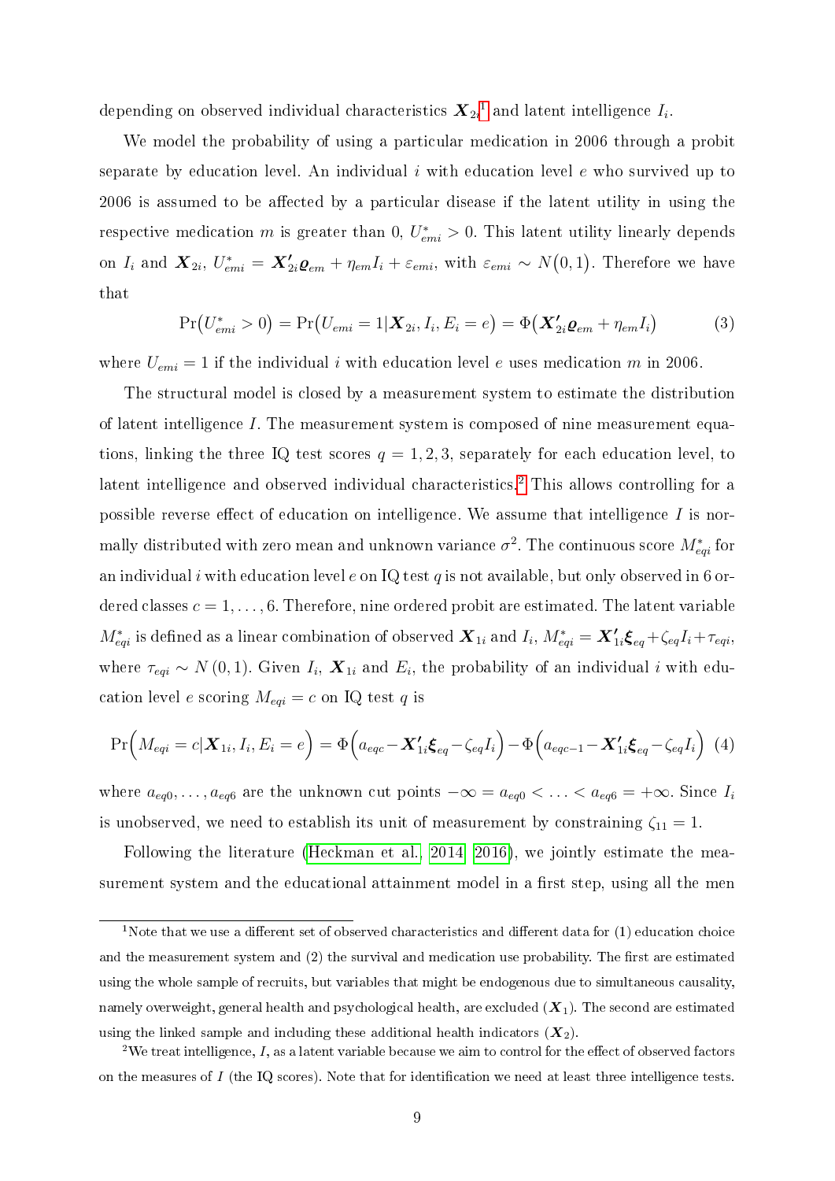depending on observed individual characteristics $\boldsymbol{X}_{2i}$[1] and latent intelligence $I_i$.

We model the probability of using a particular medication in 2006 through a probit separate by education level. An individual $i$ with education level $e$ who survived up to 2006 is assumed to be affected by a particular disease if the latent utility in using the respective medication $m$ is greater than 0, $U^*_{emi} > 0$. This latent utility linearly depends on $I_i$ and $\boldsymbol{X}_{2i}$, $U^*_{emi} = \boldsymbol{X'}_{2i}\boldsymbol{\varrho}_{em} + \eta_{em}I_i + \varepsilon_{emi}$, with $\varepsilon_{emi} \sim N(0,1)$. Therefore we have that

$$\Pr\big(U^*_{emi} > 0\big) = \Pr\big(U_{emi} = 1 | \boldsymbol{X}_{2i}, I_i, E_i = e\big) = \Phi\big(\boldsymbol{X'}_{2i}\boldsymbol{\varrho}_{em} + \eta_{em}I_i\big) \tag{3}$$

where $U_{emi} = 1$ if the individual $i$ with education level $e$ uses medication $m$ in 2006.

The structural model is closed by a measurement system to estimate the distribution of latent intelligence $I$. The measurement system is composed of nine measurement equations, linking the three IQ test scores $q = 1, 2, 3$, separately for each education level, to latent intelligence and observed individual characteristics.[2] This allows controlling for a possible reverse effect of education on intelligence. We assume that intelligence $I$ is normally distributed with zero mean and unknown variance $\sigma^2$. The continuous score $M^*_{eqi}$ for an individual $i$ with education level $e$ on IQ test $q$ is not available, but only observed in 6 ordered classes $c = 1, \ldots, 6$. Therefore, nine ordered probit are estimated. The latent variable $M^*_{eqi}$ is defined as a linear combination of observed $\boldsymbol{X}_{1i}$ and $I_i$, $M^*_{eqi} = \boldsymbol{X'}_{1i}\boldsymbol{\xi}_{eq} + \zeta_{eq}I_i + \tau_{eqi}$, where $\tau_{eqi} \sim N(0, 1)$. Given $I_i$, $\boldsymbol{X}_{1i}$ and $E_i$, the probability of an individual $i$ with education level $e$ scoring $M_{eqi} = c$ on IQ test $q$ is

$$\Pr\Big(M_{eqi} = c | \boldsymbol{X}_{1i}, I_i, E_i = e\Big) = \Phi\Big(a_{eqc} - \boldsymbol{X'}_{1i}\boldsymbol{\xi}_{eq} - \zeta_{eq}I_i\Big) - \Phi\Big(a_{eqc-1} - \boldsymbol{X'}_{1i}\boldsymbol{\xi}_{eq} - \zeta_{eq}I_i\Big) \tag{4}$$

where $a_{eq0}, \ldots, a_{eq6}$ are the unknown cut points $-\infty = a_{eq0} < \ldots < a_{eq6} = +\infty$. Since $I_i$ is unobserved, we need to establish its unit of measurement by constraining $\zeta_{11} = 1$.

Following the literature (Heckman et al., 2014, 2016), we jointly estimate the measurement system and the educational attainment model in a first step, using all the men

[1] Note that we use a different set of observed characteristics and different data for (1) education choice and the measurement system and (2) the survival and medication use probability. The first are estimated using the whole sample of recruits, but variables that might be endogenous due to simultaneous causality, namely overweight, general health and psychological health, are excluded ($\boldsymbol{X}_1$). The second are estimated using the linked sample and including these additional health indicators ($\boldsymbol{X}_2$).

[2] We treat intelligence, $I$, as a latent variable because we aim to control for the effect of observed factors on the measures of $I$ (the IQ scores). Note that for identification we need at least three intelligence tests.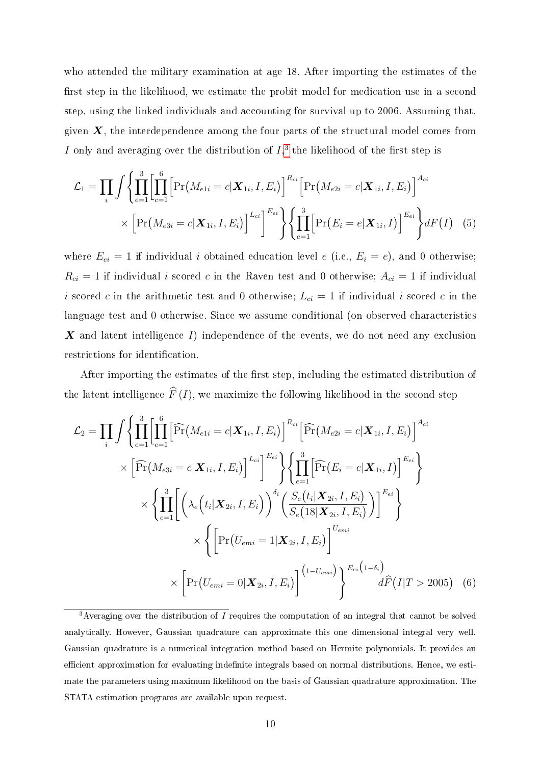who attended the military examination at age 18. After importing the estimates of the first step in the likelihood, we estimate the probit model for medication use in a second step, using the linked individuals and accounting for survival up to 2006. Assuming that, given $\boldsymbol{X}$, the interdependence among the four parts of the structural model comes from $I$ only and averaging over the distribution of $I$,[3] the likelihood of the first step is

$$
\mathcal{L}_1 = \prod_i \int \left\{ \prod_{e=1}^{3} \left[ \prod_{c=1}^{6} \left[ \Pr\left(M_{e1i} = c | \boldsymbol{X}_{1i}, I, E_i\right) \right]^{R_{ci}} \left[ \Pr\left(M_{e2i} = c | \boldsymbol{X}_{1i}, I, E_i\right) \right]^{A_{ci}} \times \left[ \Pr\left(M_{e3i} = c | \boldsymbol{X}_{1i}, I, E_i\right) \right]^{L_{ci}} \right]^{E_{ei}} \right\} \left\{ \prod_{e=1}^{3} \left[ \Pr\left(E_i = e | \boldsymbol{X}_{1i}, I\right) \right]^{E_{ei}} \right\} dF(I) \quad (5)
$$

where $E_{ei} = 1$ if individual $i$ obtained education level $e$ (i.e., $E_i = e$), and 0 otherwise; $R_{ci} = 1$ if individual $i$ scored $c$ in the Raven test and 0 otherwise; $A_{ci} = 1$ if individual $i$ scored $c$ in the arithmetic test and 0 otherwise; $L_{ci} = 1$ if individual $i$ scored $c$ in the language test and 0 otherwise. Since we assume conditional (on observed characteristics $\boldsymbol{X}$ and latent intelligence $I$) independence of the events, we do not need any exclusion restrictions for identification.

After importing the estimates of the first step, including the estimated distribution of the latent intelligence $\widehat{F}(I)$, we maximize the following likelihood in the second step

$$
\begin{aligned}
\mathcal{L}_2 = \prod_i \int & \left\{ \prod_{e=1}^{3} \left[ \prod_{c=1}^{6} \left[ \widehat{\Pr}\left(M_{e1i} = c | \boldsymbol{X}_{1i}, I, E_i\right) \right]^{R_{ci}} \left[ \widehat{\Pr}\left(M_{e2i} = c | \boldsymbol{X}_{1i}, I, E_i\right) \right]^{A_{ci}} \right. \right. \\
& \times \left. \left. \left[ \widehat{\Pr}\left(M_{e3i} = c | \boldsymbol{X}_{1i}, I, E_i\right) \right]^{L_{ci}} \right]^{E_{ei}} \right\} \left\{ \prod_{e=1}^{3} \left[ \widehat{\Pr}\left(E_i = e | \boldsymbol{X}_{1i}, I\right) \right]^{E_{ei}} \right\} \\
& \times \left\{ \prod_{e=1}^{3} \left[ \left( \lambda_e\left(t_i | \boldsymbol{X}_{2i}, I, E_i\right) \right)^{\delta_i} \left( \frac{S_e\left(t_i | \boldsymbol{X}_{2i}, I, E_i\right)}{S_e\left(18 | \boldsymbol{X}_{2i}, I, E_i\right)} \right) \right]^{E_{ei}} \right\} \\
& \times \left\{ \left[ \Pr\left(U_{emi} = 1 | \boldsymbol{X}_{2i}, I, E_i\right) \right]^{U_{emi}} \right. \\
& \times \left. \left[ \Pr\left(U_{emi} = 0 | \boldsymbol{X}_{2i}, I, E_i\right) \right]^{\left(1 - U_{emi}\right)} \right\}^{E_{ei}\left(1 - \delta_i\right)} d\widehat{F}\left(I | T > 2005\right) \quad (6)
\end{aligned}
$$

[3] Averaging over the distribution of $I$ requires the computation of an integral that cannot be solved analytically. However, Gaussian quadrature can approximate this one dimensional integral very well. Gaussian quadrature is a numerical integration method based on Hermite polynomials. It provides an efficient approximation for evaluating indefinite integrals based on normal distributions. Hence, we estimate the parameters using maximum likelihood on the basis of Gaussian quadrature approximation. The STATA estimation programs are available upon request.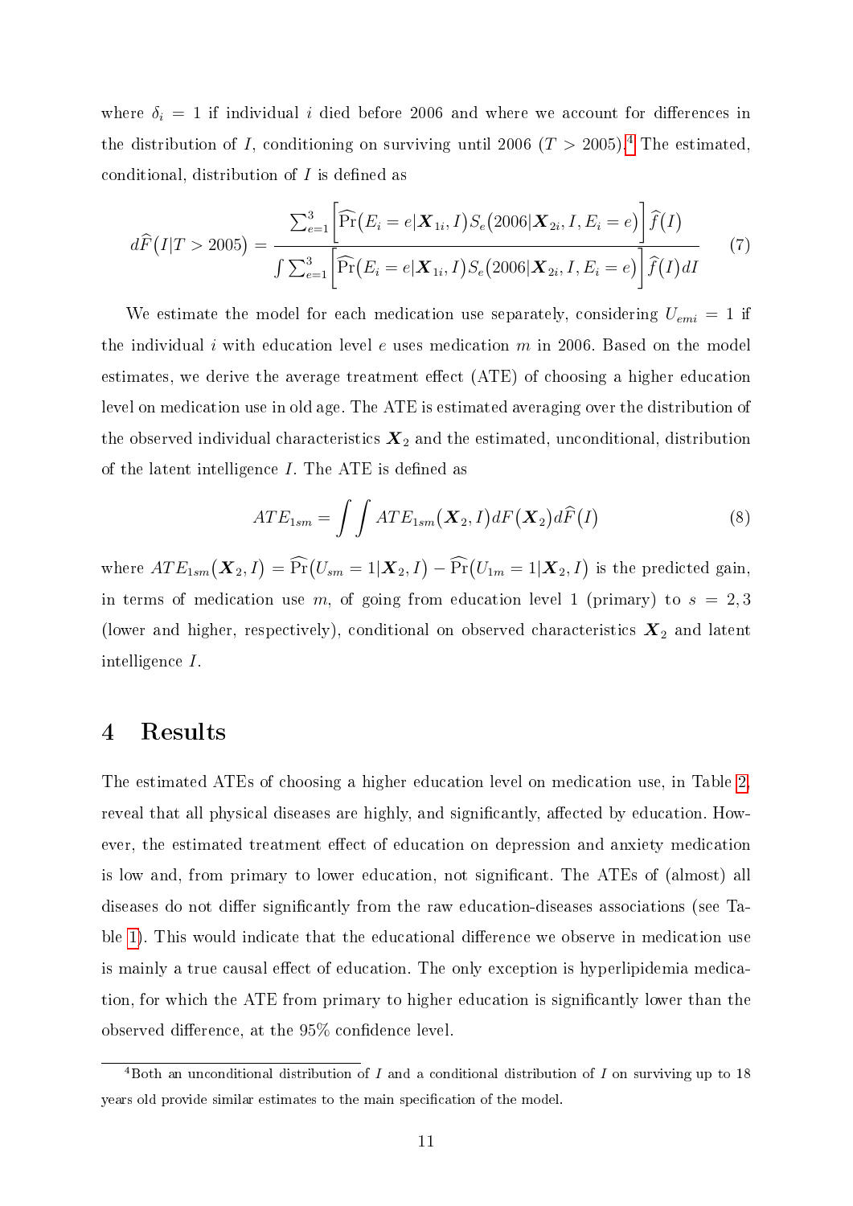where $\delta_i = 1$ if individual $i$ died before 2006 and where we account for differences in the distribution of $I$, conditioning on surviving until 2006 ($T > 2005$).[4] The estimated, conditional, distribution of $I$ is defined as

$$d\widehat{F}\big(I|T > 2005\big) = \frac{\sum_{e=1}^{3}\Big[\widehat{\Pr}\big(E_i = e|\boldsymbol{X}_{1i}, I\big)S_e\big(2006|\boldsymbol{X}_{2i}, I, E_i = e\big)\Big]\widehat{f}\big(I\big)}{\int\sum_{e=1}^{3}\Big[\widehat{\Pr}\big(E_i = e|\boldsymbol{X}_{1i}, I\big)S_e\big(2006|\boldsymbol{X}_{2i}, I, E_i = e\big)\Big]\widehat{f}\big(I\big)dI} \tag{7}$$

We estimate the model for each medication use separately, considering $U_{emi} = 1$ if the individual $i$ with education level $e$ uses medication $m$ in 2006. Based on the model estimates, we derive the average treatment effect (ATE) of choosing a higher education level on medication use in old age. The ATE is estimated averaging over the distribution of the observed individual characteristics $\boldsymbol{X}_2$ and the estimated, unconditional, distribution of the latent intelligence $I$. The ATE is defined as

$$ATE_{1sm} = \int\int ATE_{1sm}\big(\boldsymbol{X}_2, I\big)dF\big(\boldsymbol{X}_2\big)d\widehat{F}\big(I\big) \tag{8}$$

where $ATE_{1sm}\big(\boldsymbol{X}_2, I\big) = \widehat{\Pr}\big(U_{sm} = 1|\boldsymbol{X}_2, I\big) - \widehat{\Pr}\big(U_{1m} = 1|\boldsymbol{X}_2, I\big)$ is the predicted gain, in terms of medication use $m$, of going from education level 1 (primary) to $s = 2, 3$ (lower and higher, respectively), conditional on observed characteristics $\boldsymbol{X}_2$ and latent intelligence $I$.

# 4 Results

The estimated ATEs of choosing a higher education level on medication use, in Table 2, reveal that all physical diseases are highly, and significantly, affected by education. However, the estimated treatment effect of education on depression and anxiety medication is low and, from primary to lower education, not significant. The ATEs of (almost) all diseases do not differ significantly from the raw education-diseases associations (see Table 1). This would indicate that the educational difference we observe in medication use is mainly a true causal effect of education. The only exception is hyperlipidemia medication, for which the ATE from primary to higher education is significantly lower than the observed difference, at the 95% confidence level.

[4] Both an unconditional distribution of $I$ and a conditional distribution of $I$ on surviving up to 18 years old provide similar estimates to the main specification of the model.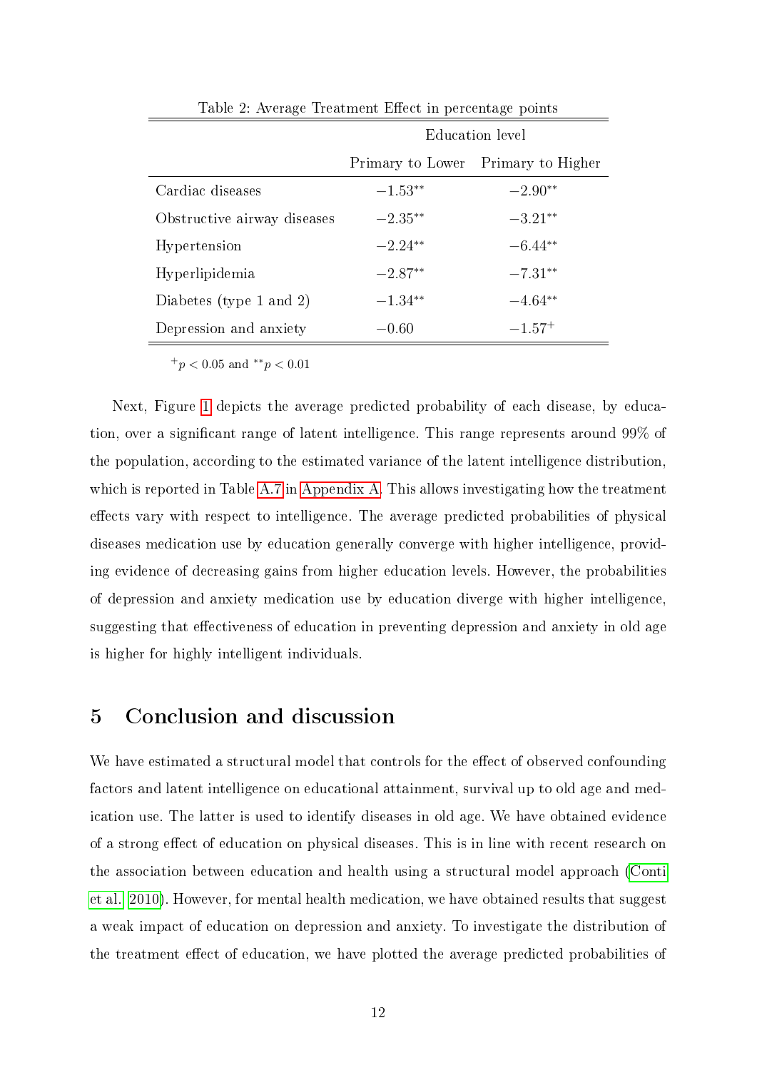Table 2: Average Treatment Effect in percentage points

| | Education level | |
|---|---|---|
| | Primary to Lower | Primary to Higher |
| Cardiac diseases | $-1.53^{**}$ | $-2.90^{**}$ |
| Obstructive airway diseases | $-2.35^{**}$ | $-3.21^{**}$ |
| Hypertension | $-2.24^{**}$ | $-6.44^{**}$ |
| Hyperlipidemia | $-2.87^{**}$ | $-7.31^{**}$ |
| Diabetes (type 1 and 2) | $-1.34^{**}$ | $-4.64^{**}$ |
| Depression and anxiety | $-0.60$ | $-1.57^{+}$ |

$^{+}p < 0.05$ and $^{**}p < 0.01$

Next, Figure 1 depicts the average predicted probability of each disease, by education, over a significant range of latent intelligence. This range represents around 99% of the population, according to the estimated variance of the latent intelligence distribution, which is reported in Table A.7 in Appendix A. This allows investigating how the treatment effects vary with respect to intelligence. The average predicted probabilities of physical diseases medication use by education generally converge with higher intelligence, providing evidence of decreasing gains from higher education levels. However, the probabilities of depression and anxiety medication use by education diverge with higher intelligence, suggesting that effectiveness of education in preventing depression and anxiety in old age is higher for highly intelligent individuals.

## 5 Conclusion and discussion

We have estimated a structural model that controls for the effect of observed confounding factors and latent intelligence on educational attainment, survival up to old age and medication use. The latter is used to identify diseases in old age. We have obtained evidence of a strong effect of education on physical diseases. This is in line with recent research on the association between education and health using a structural model approach (Conti et al. 2010). However, for mental health medication, we have obtained results that suggest a weak impact of education on depression and anxiety. To investigate the distribution of the treatment effect of education, we have plotted the average predicted probabilities of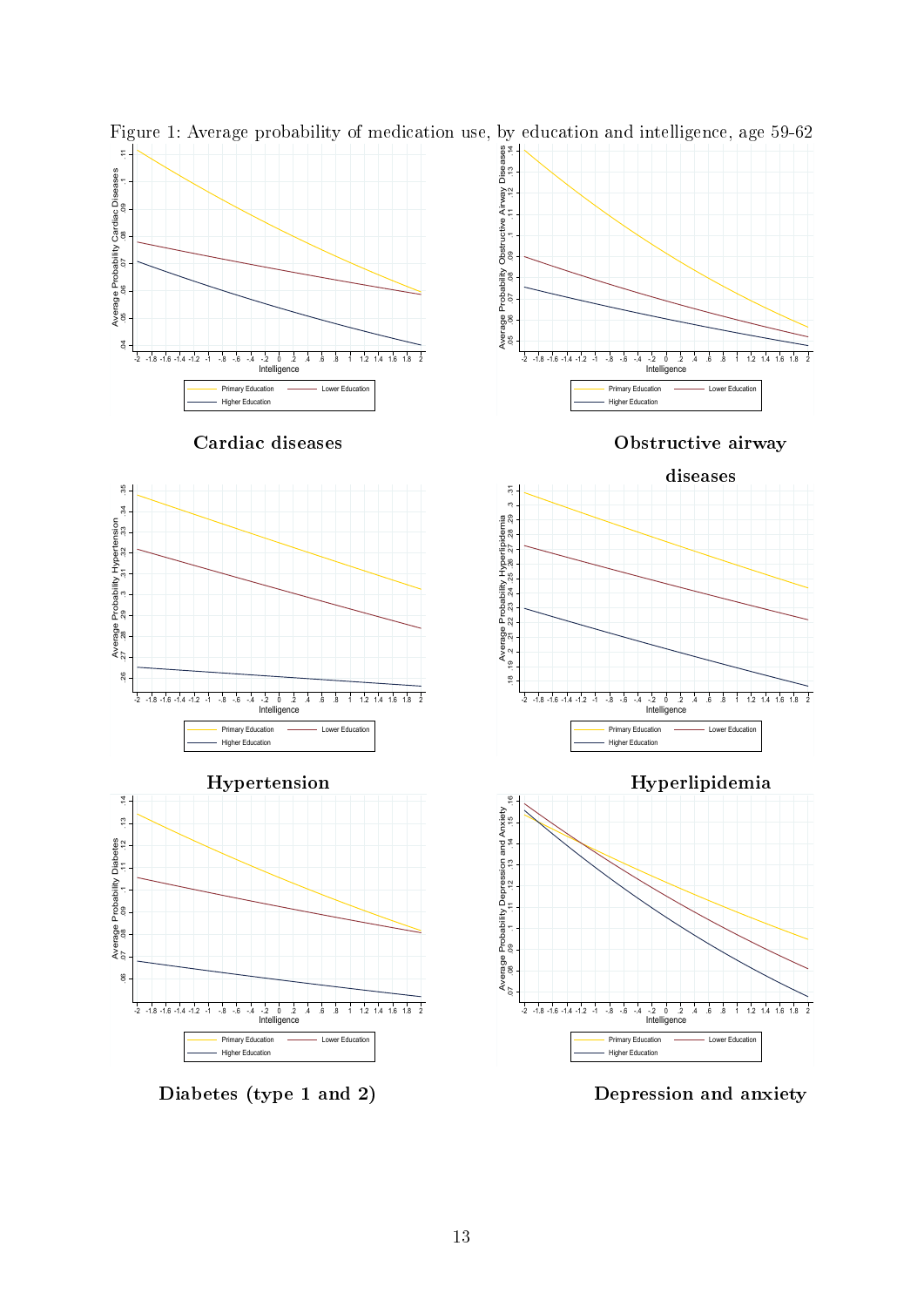Figure 1: Average probability of medication use, by education and intelligence, age 59-62

Cardiac diseases

Obstructive airway diseases

Hypertension

Hyperlipidemia

Diabetes (type 1 and 2)

Depression and anxiety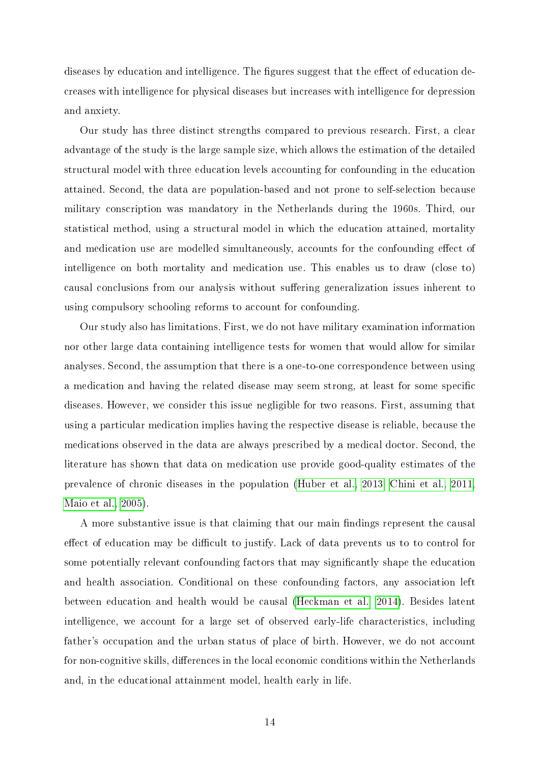diseases by education and intelligence. The figures suggest that the effect of education decreases with intelligence for physical diseases but increases with intelligence for depression and anxiety.

Our study has three distinct strengths compared to previous research. First, a clear advantage of the study is the large sample size, which allows the estimation of the detailed structural model with three education levels accounting for confounding in the education attained. Second, the data are population-based and not prone to self-selection because military conscription was mandatory in the Netherlands during the 1960s. Third, our statistical method, using a structural model in which the education attained, mortality and medication use are modelled simultaneously, accounts for the confounding effect of intelligence on both mortality and medication use. This enables us to draw (close to) causal conclusions from our analysis without suffering generalization issues inherent to using compulsory schooling reforms to account for confounding.

Our study also has limitations. First, we do not have military examination information nor other large data containing intelligence tests for women that would allow for similar analyses. Second, the assumption that there is a one-to-one correspondence between using a medication and having the related disease may seem strong, at least for some specific diseases. However, we consider this issue negligible for two reasons. First, assuming that using a particular medication implies having the respective disease is reliable, because the medications observed in the data are always prescribed by a medical doctor. Second, the literature has shown that data on medication use provide good-quality estimates of the prevalence of chronic diseases in the population (Huber et al., 2013; Chini et al., 2011; Maio et al., 2005).

A more substantive issue is that claiming that our main findings represent the causal effect of education may be difficult to justify. Lack of data prevents us to to control for some potentially relevant confounding factors that may significantly shape the education and health association. Conditional on these confounding factors, any association left between education and health would be causal (Heckman et al., 2014). Besides latent intelligence, we account for a large set of observed early-life characteristics, including father's occupation and the urban status of place of birth. However, we do not account for non-cognitive skills, differences in the local economic conditions within the Netherlands and, in the educational attainment model, health early in life.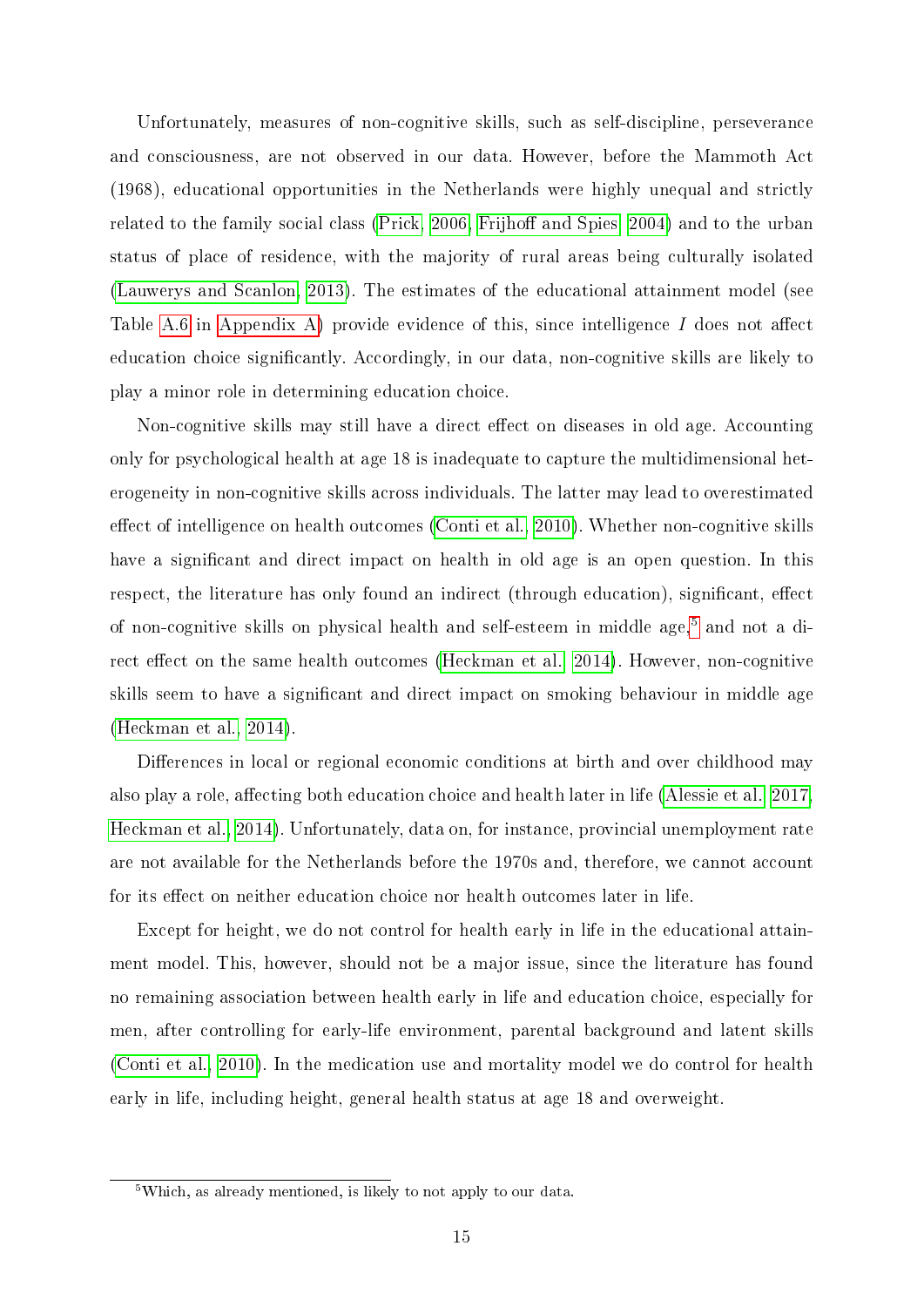Unfortunately, measures of non-cognitive skills, such as self-discipline, perseverance and consciousness, are not observed in our data. However, before the Mammoth Act (1968), educational opportunities in the Netherlands were highly unequal and strictly related to the family social class (Prick, 2006, Frijhoff and Spies, 2004) and to the urban status of place of residence, with the majority of rural areas being culturally isolated (Lauwerys and Scanlon, 2013). The estimates of the educational attainment model (see Table A.6 in Appendix A) provide evidence of this, since intelligence $I$ does not affect education choice significantly. Accordingly, in our data, non-cognitive skills are likely to play a minor role in determining education choice.

Non-cognitive skills may still have a direct effect on diseases in old age. Accounting only for psychological health at age 18 is inadequate to capture the multidimensional heterogeneity in non-cognitive skills across individuals. The latter may lead to overestimated effect of intelligence on health outcomes (Conti et al., 2010). Whether non-cognitive skills have a significant and direct impact on health in old age is an open question. In this respect, the literature has only found an indirect (through education), significant, effect of non-cognitive skills on physical health and self-esteem in middle age,[5] and not a direct effect on the same health outcomes (Heckman et al., 2014). However, non-cognitive skills seem to have a significant and direct impact on smoking behaviour in middle age (Heckman et al., 2014).

Differences in local or regional economic conditions at birth and over childhood may also play a role, affecting both education choice and health later in life (Alessie et al., 2017, Heckman et al., 2014). Unfortunately, data on, for instance, provincial unemployment rate are not available for the Netherlands before the 1970s and, therefore, we cannot account for its effect on neither education choice nor health outcomes later in life.

Except for height, we do not control for health early in life in the educational attainment model. This, however, should not be a major issue, since the literature has found no remaining association between health early in life and education choice, especially for men, after controlling for early-life environment, parental background and latent skills (Conti et al., 2010). In the medication use and mortality model we do control for health early in life, including height, general health status at age 18 and overweight.

[5] Which, as already mentioned, is likely to not apply to our data.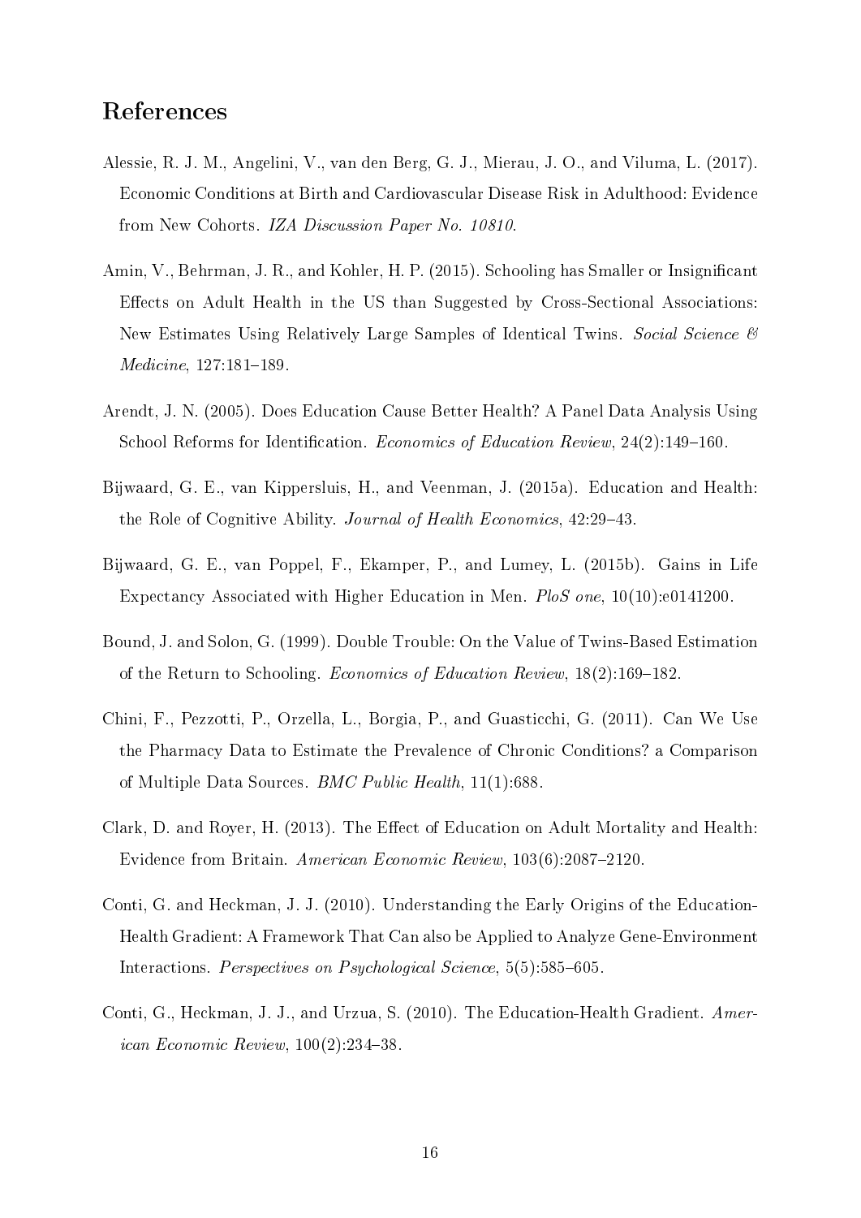# References

Alessie, R. J. M., Angelini, V., van den Berg, G. J., Mierau, J. O., and Viluma, L. (2017). Economic Conditions at Birth and Cardiovascular Disease Risk in Adulthood: Evidence from New Cohorts. *IZA Discussion Paper No. 10810*.

Amin, V., Behrman, J. R., and Kohler, H. P. (2015). Schooling has Smaller or Insignificant Effects on Adult Health in the US than Suggested by Cross-Sectional Associations: New Estimates Using Relatively Large Samples of Identical Twins. *Social Science & Medicine*, 127:181–189.

Arendt, J. N. (2005). Does Education Cause Better Health? A Panel Data Analysis Using School Reforms for Identification. *Economics of Education Review*, 24(2):149–160.

Bijwaard, G. E., van Kippersluis, H., and Veenman, J. (2015a). Education and Health: the Role of Cognitive Ability. *Journal of Health Economics*, 42:29–43.

Bijwaard, G. E., van Poppel, F., Ekamper, P., and Lumey, L. (2015b). Gains in Life Expectancy Associated with Higher Education in Men. *PloS one*, 10(10):e0141200.

Bound, J. and Solon, G. (1999). Double Trouble: On the Value of Twins-Based Estimation of the Return to Schooling. *Economics of Education Review*, 18(2):169–182.

Chini, F., Pezzotti, P., Orzella, L., Borgia, P., and Guasticchi, G. (2011). Can We Use the Pharmacy Data to Estimate the Prevalence of Chronic Conditions? a Comparison of Multiple Data Sources. *BMC Public Health*, 11(1):688.

Clark, D. and Royer, H. (2013). The Effect of Education on Adult Mortality and Health: Evidence from Britain. *American Economic Review*, 103(6):2087–2120.

Conti, G. and Heckman, J. J. (2010). Understanding the Early Origins of the Education-Health Gradient: A Framework That Can also be Applied to Analyze Gene-Environment Interactions. *Perspectives on Psychological Science*, 5(5):585–605.

Conti, G., Heckman, J. J., and Urzua, S. (2010). The Education-Health Gradient. *American Economic Review*, 100(2):234–38.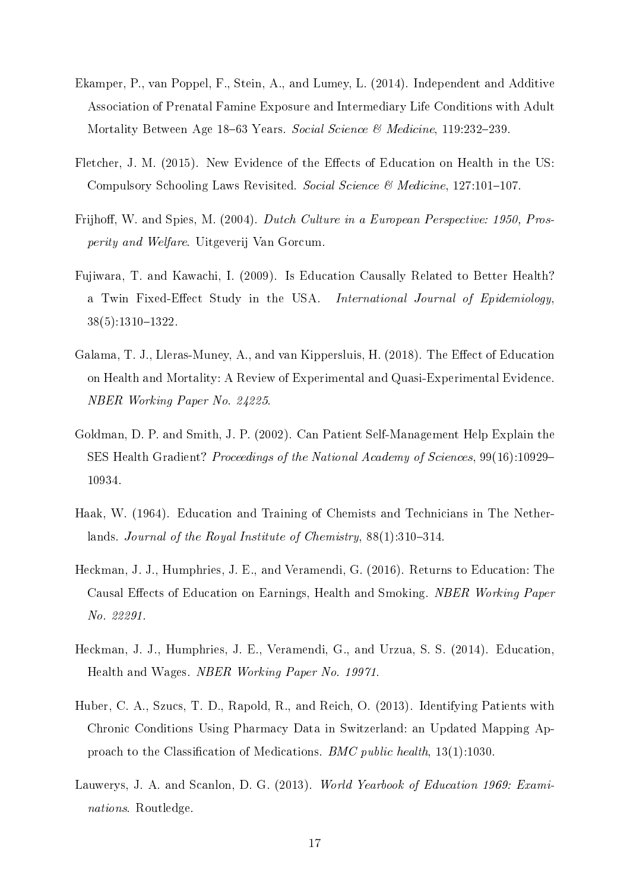Ekamper, P., van Poppel, F., Stein, A., and Lumey, L. (2014). Independent and Additive Association of Prenatal Famine Exposure and Intermediary Life Conditions with Adult Mortality Between Age 18–63 Years. *Social Science & Medicine*, 119:232–239.

Fletcher, J. M. (2015). New Evidence of the Effects of Education on Health in the US: Compulsory Schooling Laws Revisited. *Social Science & Medicine*, 127:101–107.

Frijhoff, W. and Spies, M. (2004). *Dutch Culture in a European Perspective: 1950, Prosperity and Welfare*. Uitgeverij Van Gorcum.

Fujiwara, T. and Kawachi, I. (2009). Is Education Causally Related to Better Health? a Twin Fixed-Effect Study in the USA. *International Journal of Epidemiology*, 38(5):1310–1322.

Galama, T. J., Lleras-Muney, A., and van Kippersluis, H. (2018). The Effect of Education on Health and Mortality: A Review of Experimental and Quasi-Experimental Evidence. *NBER Working Paper No. 24225*.

Goldman, D. P. and Smith, J. P. (2002). Can Patient Self-Management Help Explain the SES Health Gradient? *Proceedings of the National Academy of Sciences*, 99(16):10929–10934.

Haak, W. (1964). Education and Training of Chemists and Technicians in The Netherlands. *Journal of the Royal Institute of Chemistry*, 88(1):310–314.

Heckman, J. J., Humphries, J. E., and Veramendi, G. (2016). Returns to Education: The Causal Effects of Education on Earnings, Health and Smoking. *NBER Working Paper No. 22291*.

Heckman, J. J., Humphries, J. E., Veramendi, G., and Urzua, S. S. (2014). Education, Health and Wages. *NBER Working Paper No. 19971*.

Huber, C. A., Szucs, T. D., Rapold, R., and Reich, O. (2013). Identifying Patients with Chronic Conditions Using Pharmacy Data in Switzerland: an Updated Mapping Approach to the Classification of Medications. *BMC public health*, 13(1):1030.

Lauwerys, J. A. and Scanlon, D. G. (2013). *World Yearbook of Education 1969: Examinations*. Routledge.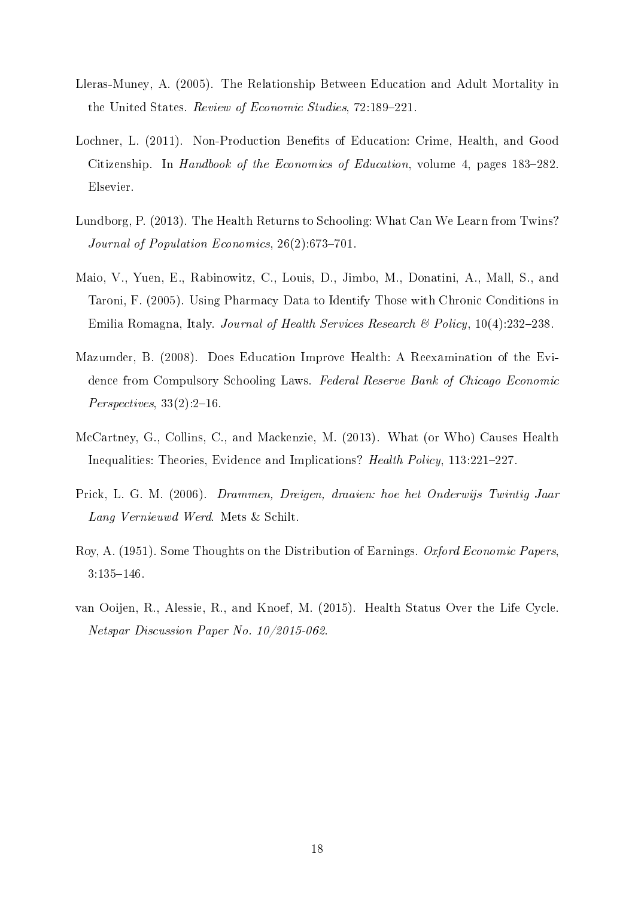Lleras-Muney, A. (2005). The Relationship Between Education and Adult Mortality in the United States. *Review of Economic Studies*, 72:189–221.

Lochner, L. (2011). Non-Production Benefits of Education: Crime, Health, and Good Citizenship. In *Handbook of the Economics of Education*, volume 4, pages 183–282. Elsevier.

Lundborg, P. (2013). The Health Returns to Schooling: What Can We Learn from Twins? *Journal of Population Economics*, 26(2):673–701.

Maio, V., Yuen, E., Rabinowitz, C., Louis, D., Jimbo, M., Donatini, A., Mall, S., and Taroni, F. (2005). Using Pharmacy Data to Identify Those with Chronic Conditions in Emilia Romagna, Italy. *Journal of Health Services Research & Policy*, 10(4):232–238.

Mazumder, B. (2008). Does Education Improve Health: A Reexamination of the Evidence from Compulsory Schooling Laws. *Federal Reserve Bank of Chicago Economic Perspectives*, 33(2):2–16.

McCartney, G., Collins, C., and Mackenzie, M. (2013). What (or Who) Causes Health Inequalities: Theories, Evidence and Implications? *Health Policy*, 113:221–227.

Prick, L. G. M. (2006). *Drammen, Dreigen, draaien: hoe het Onderwijs Twintig Jaar Lang Vernieuwd Werd*. Mets & Schilt.

Roy, A. (1951). Some Thoughts on the Distribution of Earnings. *Oxford Economic Papers*, 3:135–146.

van Ooijen, R., Alessie, R., and Knoef, M. (2015). Health Status Over the Life Cycle. *Netspar Discussion Paper No. 10/2015-062*.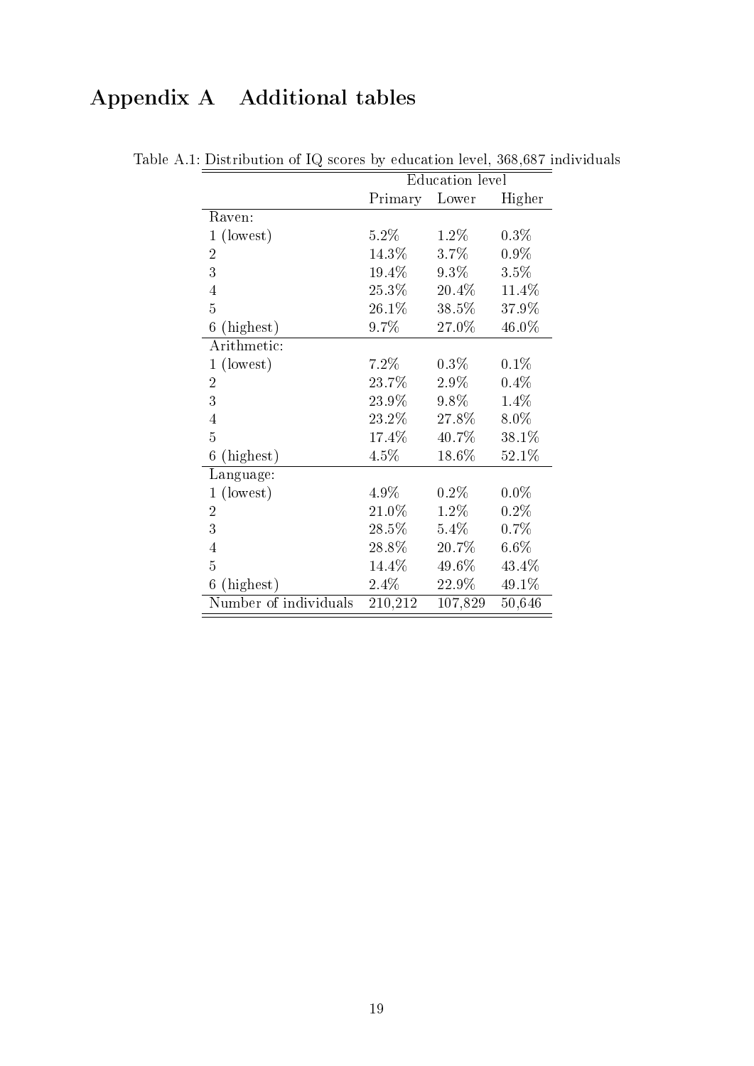# Appendix A  Additional tables

Table A.1: Distribution of IQ scores by education level, 368,687 individuals

| | Education level | | |
|---|---|---|---|
| | Primary | Lower | Higher |
| Raven: | | | |
| 1 (lowest) | 5.2% | 1.2% | 0.3% |
| 2 | 14.3% | 3.7% | 0.9% |
| 3 | 19.4% | 9.3% | 3.5% |
| 4 | 25.3% | 20.4% | 11.4% |
| 5 | 26.1% | 38.5% | 37.9% |
| 6 (highest) | 9.7% | 27.0% | 46.0% |
| Arithmetic: | | | |
| 1 (lowest) | 7.2% | 0.3% | 0.1% |
| 2 | 23.7% | 2.9% | 0.4% |
| 3 | 23.9% | 9.8% | 1.4% |
| 4 | 23.2% | 27.8% | 8.0% |
| 5 | 17.4% | 40.7% | 38.1% |
| 6 (highest) | 4.5% | 18.6% | 52.1% |
| Language: | | | |
| 1 (lowest) | 4.9% | 0.2% | 0.0% |
| 2 | 21.0% | 1.2% | 0.2% |
| 3 | 28.5% | 5.4% | 0.7% |
| 4 | 28.8% | 20.7% | 6.6% |
| 5 | 14.4% | 49.6% | 43.4% |
| 6 (highest) | 2.4% | 22.9% | 49.1% |
| Number of individuals | 210,212 | 107,829 | 50,646 |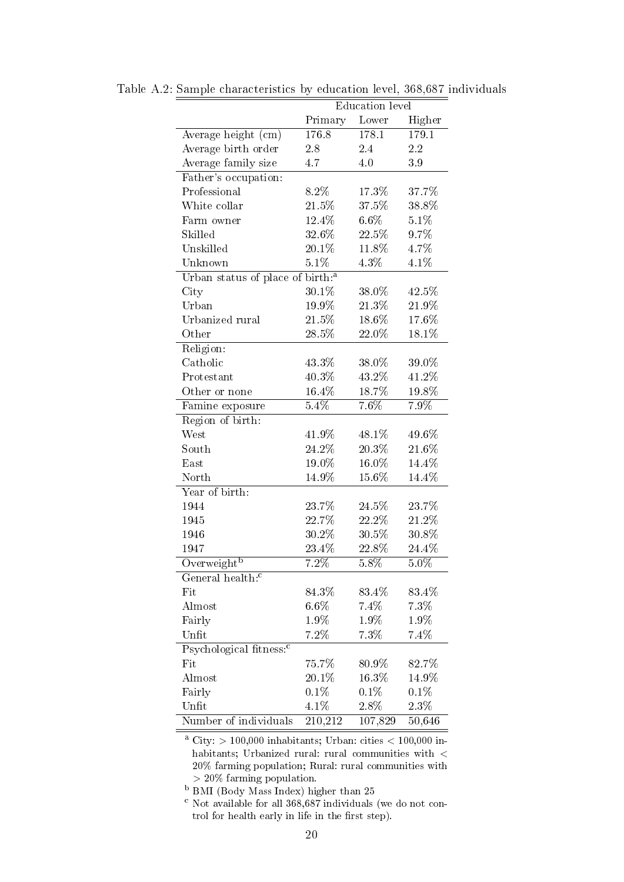Table A.2: Sample characteristics by education level, 368,687 individuals

| | Education level | | |
|---|---|---|---|
| | Primary | Lower | Higher |
| Average height (cm) | 176.8 | 178.1 | 179.1 |
| Average birth order | 2.8 | 2.4 | 2.2 |
| Average family size | 4.7 | 4.0 | 3.9 |
| Father's occupation: | | | |
| Professional | 8.2% | 17.3% | 37.7% |
| White collar | 21.5% | 37.5% | 38.8% |
| Farm owner | 12.4% | 6.6% | 5.1% |
| Skilled | 32.6% | 22.5% | 9.7% |
| Unskilled | 20.1% | 11.8% | 4.7% |
| Unknown | 5.1% | 4.3% | 4.1% |
| Urban status of place of birth:[a] | | | |
| City | 30.1% | 38.0% | 42.5% |
| Urban | 19.9% | 21.3% | 21.9% |
| Urbanized rural | 21.5% | 18.6% | 17.6% |
| Other | 28.5% | 22.0% | 18.1% |
| Religion: | | | |
| Catholic | 43.3% | 38.0% | 39.0% |
| Protestant | 40.3% | 43.2% | 41.2% |
| Other or none | 16.4% | 18.7% | 19.8% |
| Famine exposure | 5.4% | 7.6% | 7.9% |
| Region of birth: | | | |
| West | 41.9% | 48.1% | 49.6% |
| South | 24.2% | 20.3% | 21.6% |
| East | 19.0% | 16.0% | 14.4% |
| North | 14.9% | 15.6% | 14.4% |
| Year of birth: | | | |
| 1944 | 23.7% | 24.5% | 23.7% |
| 1945 | 22.7% | 22.2% | 21.2% |
| 1946 | 30.2% | 30.5% | 30.8% |
| 1947 | 23.4% | 22.8% | 24.4% |
| Overweight[b] | 7.2% | 5.8% | 5.0% |
| General health:[c] | | | |
| Fit | 84.3% | 83.4% | 83.4% |
| Almost | 6.6% | 7.4% | 7.3% |
| Fairly | 1.9% | 1.9% | 1.9% |
| Unfit | 7.2% | 7.3% | 7.4% |
| Psychological fitness:[c] | | | |
| Fit | 75.7% | 80.9% | 82.7% |
| Almost | 20.1% | 16.3% | 14.9% |
| Fairly | 0.1% | 0.1% | 0.1% |
| Unfit | 4.1% | 2.8% | 2.3% |
| Number of individuals | 210,212 | 107,829 | 50,646 |

[a] City: > 100,000 inhabitants; Urban: cities < 100,000 inhabitants; Urbanized rural: rural communities with < 20% farming population; Rural: rural communities with > 20% farming population.

[b] BMI (Body Mass Index) higher than 25

[c] Not available for all 368,687 individuals (we do not control for health early in life in the first step).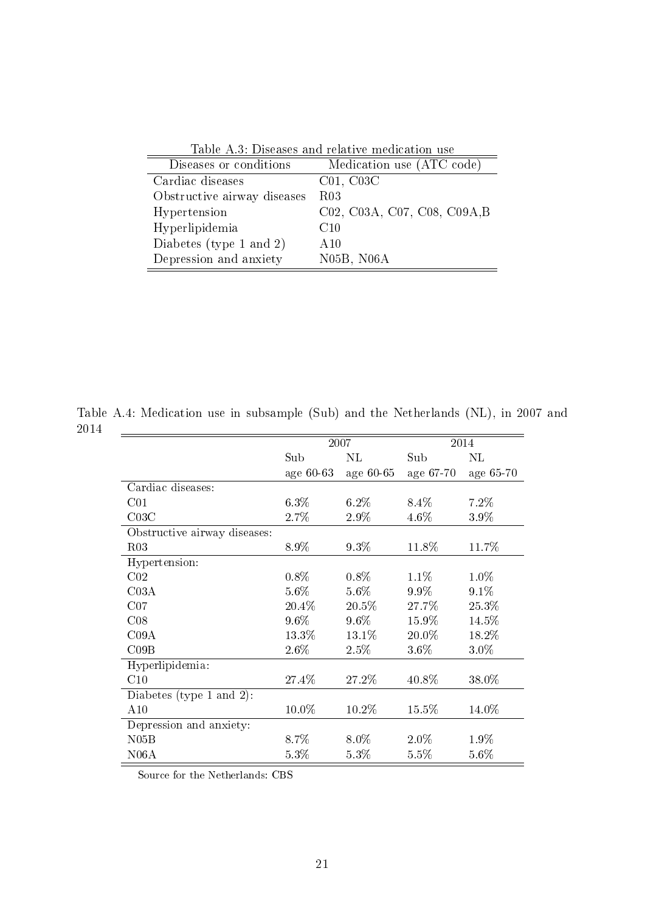Table A.3: Diseases and relative medication use

| Diseases or conditions | Medication use (ATC code) |
|---|---|
| Cardiac diseases | C01, C03C |
| Obstructive airway diseases | R03 |
| Hypertension | C02, C03A, C07, C08, C09A,B |
| Hyperlipidemia | C10 |
| Diabetes (type 1 and 2) | A10 |
| Depression and anxiety | N05B, N06A |

Table A.4: Medication use in subsample (Sub) and the Netherlands (NL), in 2007 and 2014

| | 2007 | | 2014 | |
|---|---|---|---|---|
| | Sub | NL | Sub | NL |
| | age 60-63 | age 60-65 | age 67-70 | age 65-70 |
| Cardiac diseases: | | | | |
| C01 | 6.3% | 6.2% | 8.4% | 7.2% |
| C03C | 2.7% | 2.9% | 4.6% | 3.9% |
| Obstructive airway diseases: | | | | |
| R03 | 8.9% | 9.3% | 11.8% | 11.7% |
| Hypertension: | | | | |
| C02 | 0.8% | 0.8% | 1.1% | 1.0% |
| C03A | 5.6% | 5.6% | 9.9% | 9.1% |
| C07 | 20.4% | 20.5% | 27.7% | 25.3% |
| C08 | 9.6% | 9.6% | 15.9% | 14.5% |
| C09A | 13.3% | 13.1% | 20.0% | 18.2% |
| C09B | 2.6% | 2.5% | 3.6% | 3.0% |
| Hyperlipidemia: | | | | |
| C10 | 27.4% | 27.2% | 40.8% | 38.0% |
| Diabetes (type 1 and 2): | | | | |
| A10 | 10.0% | 10.2% | 15.5% | 14.0% |
| Depression and anxiety: | | | | |
| N05B | 8.7% | 8.0% | 2.0% | 1.9% |
| N06A | 5.3% | 5.3% | 5.5% | 5.6% |

Source for the Netherlands: CBS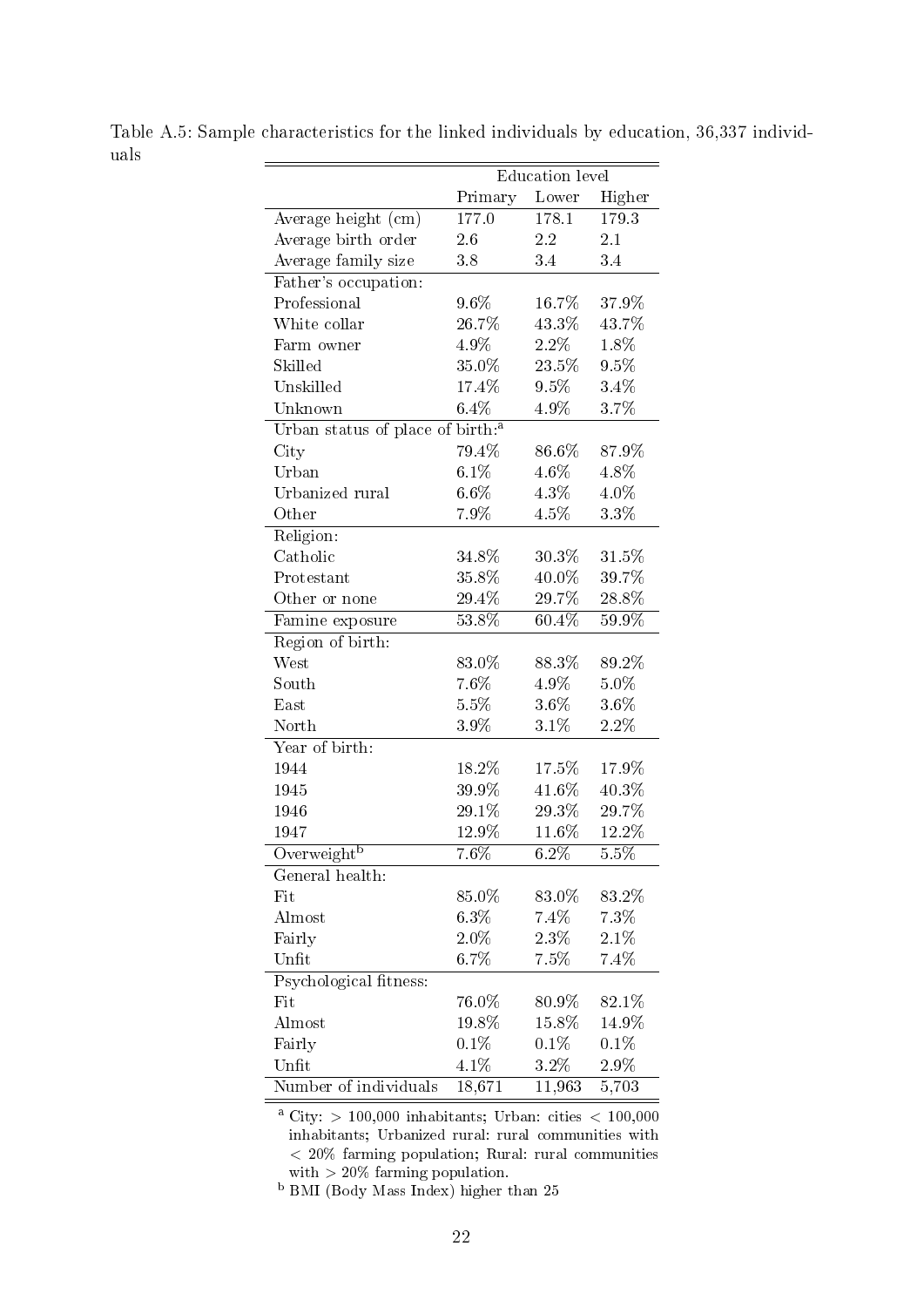Table A.5: Sample characteristics for the linked individuals by education, 36,337 individuals

| | Education level | | |
|---|---|---|---|
| | Primary | Lower | Higher |
| Average height (cm) | 177.0 | 178.1 | 179.3 |
| Average birth order | 2.6 | 2.2 | 2.1 |
| Average family size | 3.8 | 3.4 | 3.4 |
| Father's occupation: | | | |
| Professional | 9.6% | 16.7% | 37.9% |
| White collar | 26.7% | 43.3% | 43.7% |
| Farm owner | 4.9% | 2.2% | 1.8% |
| Skilled | 35.0% | 23.5% | 9.5% |
| Unskilled | 17.4% | 9.5% | 3.4% |
| Unknown | 6.4% | 4.9% | 3.7% |
| Urban status of place of birth:[a] | | | |
| City | 79.4% | 86.6% | 87.9% |
| Urban | 6.1% | 4.6% | 4.8% |
| Urbanized rural | 6.6% | 4.3% | 4.0% |
| Other | 7.9% | 4.5% | 3.3% |
| Religion: | | | |
| Catholic | 34.8% | 30.3% | 31.5% |
| Protestant | 35.8% | 40.0% | 39.7% |
| Other or none | 29.4% | 29.7% | 28.8% |
| Famine exposure | 53.8% | 60.4% | 59.9% |
| Region of birth: | | | |
| West | 83.0% | 88.3% | 89.2% |
| South | 7.6% | 4.9% | 5.0% |
| East | 5.5% | 3.6% | 3.6% |
| North | 3.9% | 3.1% | 2.2% |
| Year of birth: | | | |
| 1944 | 18.2% | 17.5% | 17.9% |
| 1945 | 39.9% | 41.6% | 40.3% |
| 1946 | 29.1% | 29.3% | 29.7% |
| 1947 | 12.9% | 11.6% | 12.2% |
| Overweight[b] | 7.6% | 6.2% | 5.5% |
| General health: | | | |
| Fit | 85.0% | 83.0% | 83.2% |
| Almost | 6.3% | 7.4% | 7.3% |
| Fairly | 2.0% | 2.3% | 2.1% |
| Unfit | 6.7% | 7.5% | 7.4% |
| Psychological fitness: | | | |
| Fit | 76.0% | 80.9% | 82.1% |
| Almost | 19.8% | 15.8% | 14.9% |
| Fairly | 0.1% | 0.1% | 0.1% |
| Unfit | 4.1% | 3.2% | 2.9% |
| Number of individuals | 18,671 | 11,963 | 5,703 |

[a] City: > 100,000 inhabitants; Urban: cities < 100,000 inhabitants; Urbanized rural: rural communities with < 20% farming population; Rural: rural communities with > 20% farming population.

[b] BMI (Body Mass Index) higher than 25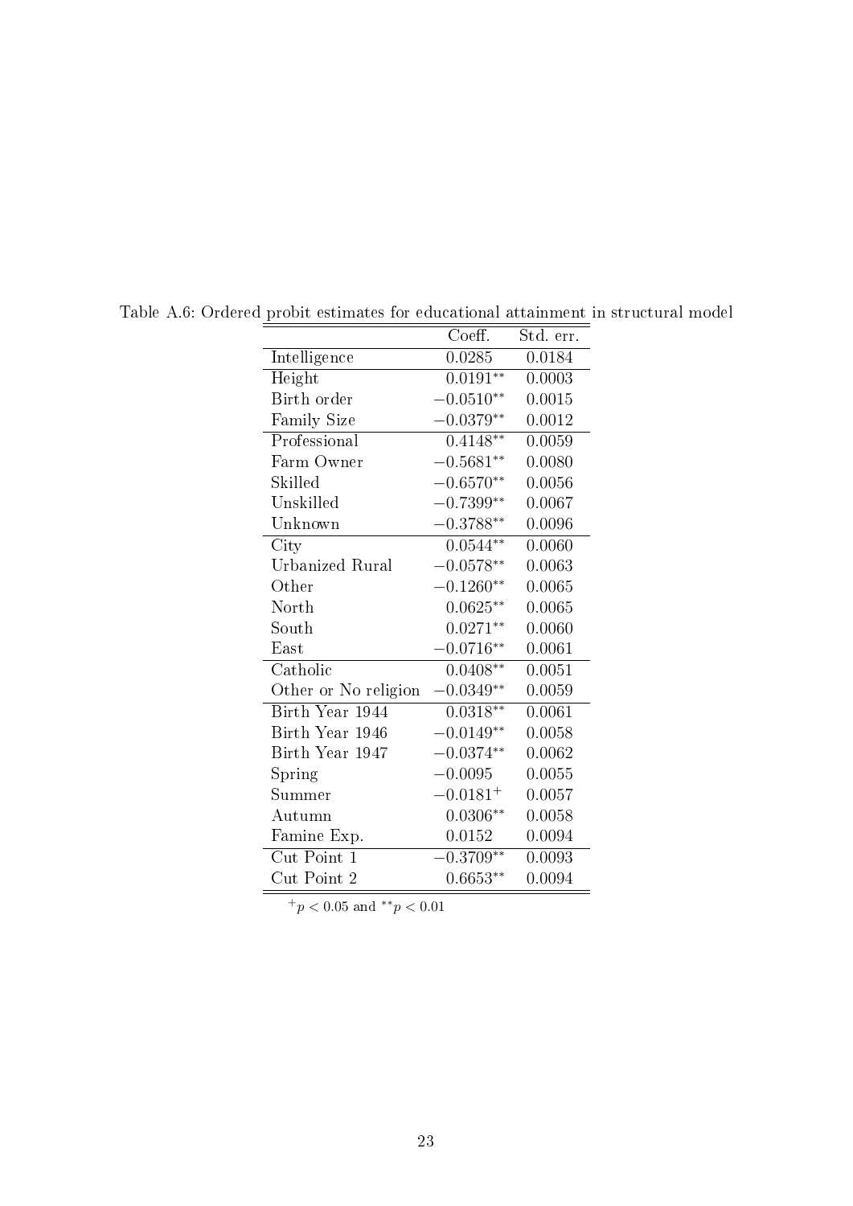Table A.6: Ordered probit estimates for educational attainment in structural model

| | Coeff. | Std. err. |
|---|---|---|
| Intelligence | 0.0285 | 0.0184 |
| Height | $0.0191^{**}$ | 0.0003 |
| Birth order | $-0.0510^{**}$ | 0.0015 |
| Family Size | $-0.0379^{**}$ | 0.0012 |
| Professional | $0.4148^{**}$ | 0.0059 |
| Farm Owner | $-0.5681^{**}$ | 0.0080 |
| Skilled | $-0.6570^{**}$ | 0.0056 |
| Unskilled | $-0.7399^{**}$ | 0.0067 |
| Unknown | $-0.3788^{**}$ | 0.0096 |
| City | $0.0544^{**}$ | 0.0060 |
| Urbanized Rural | $-0.0578^{**}$ | 0.0063 |
| Other | $-0.1260^{**}$ | 0.0065 |
| North | $0.0625^{**}$ | 0.0065 |
| South | $0.0271^{**}$ | 0.0060 |
| East | $-0.0716^{**}$ | 0.0061 |
| Catholic | $0.0408^{**}$ | 0.0051 |
| Other or No religion | $-0.0349^{**}$ | 0.0059 |
| Birth Year 1944 | $0.0318^{**}$ | 0.0061 |
| Birth Year 1946 | $-0.0149^{**}$ | 0.0058 |
| Birth Year 1947 | $-0.0374^{**}$ | 0.0062 |
| Spring | $-0.0095$ | 0.0055 |
| Summer | $-0.0181^{+}$ | 0.0057 |
| Autumn | $0.0306^{**}$ | 0.0058 |
| Famine Exp. | 0.0152 | 0.0094 |
| Cut Point 1 | $-0.3709^{**}$ | 0.0093 |
| Cut Point 2 | $0.6653^{**}$ | 0.0094 |

$^{+}p < 0.05$ and $^{**}p < 0.01$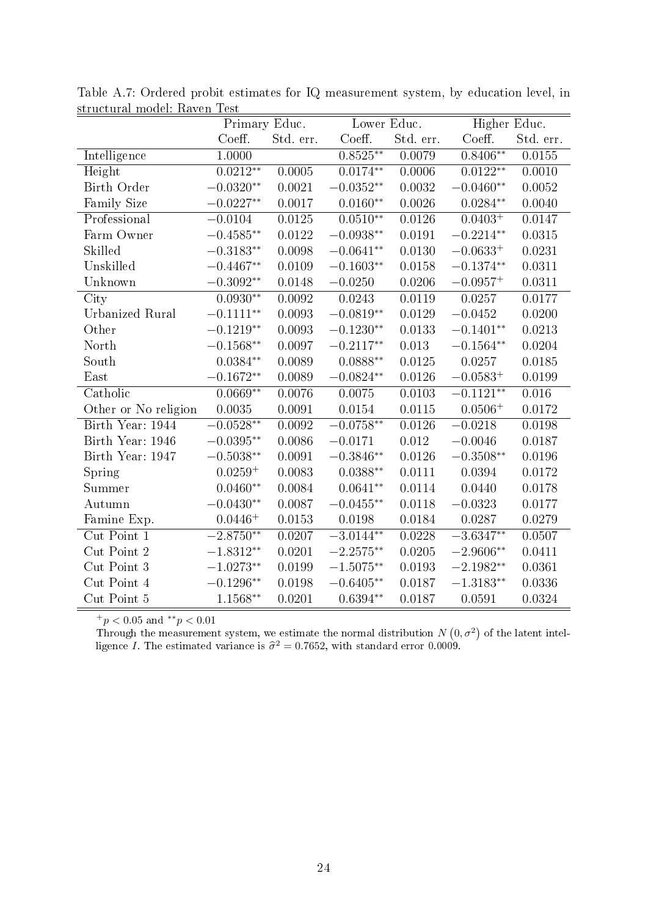Table A.7: Ordered probit estimates for IQ measurement system, by education level, in structural model: Raven Test

| | Primary Educ. | | Lower Educ. | | Higher Educ. | |
|---|---|---|---|---|---|---|
| | Coeff. | Std. err. | Coeff. | Std. err. | Coeff. | Std. err. |
| Intelligence | 1.0000 | | $0.8525^{**}$ | 0.0079 | $0.8406^{**}$ | 0.0155 |
| Height | $0.0212^{**}$ | 0.0005 | $0.0174^{**}$ | 0.0006 | $0.0122^{**}$ | 0.0010 |
| Birth Order | $-0.0320^{**}$ | 0.0021 | $-0.0352^{**}$ | 0.0032 | $-0.0460^{**}$ | 0.0052 |
| Family Size | $-0.0227^{**}$ | 0.0017 | $0.0160^{**}$ | 0.0026 | $0.0284^{**}$ | 0.0040 |
| Professional | $-0.0104$ | 0.0125 | $0.0510^{**}$ | 0.0126 | $0.0403^{+}$ | 0.0147 |
| Farm Owner | $-0.4585^{**}$ | 0.0122 | $-0.0938^{**}$ | 0.0191 | $-0.2214^{**}$ | 0.0315 |
| Skilled | $-0.3183^{**}$ | 0.0098 | $-0.0641^{**}$ | 0.0130 | $-0.0633^{+}$ | 0.0231 |
| Unskilled | $-0.4467^{**}$ | 0.0109 | $-0.1603^{**}$ | 0.0158 | $-0.1374^{**}$ | 0.0311 |
| Unknown | $-0.3092^{**}$ | 0.0148 | $-0.0250$ | 0.0206 | $-0.0957^{+}$ | 0.0311 |
| City | $0.0930^{**}$ | 0.0092 | 0.0243 | 0.0119 | 0.0257 | 0.0177 |
| Urbanized Rural | $-0.1111^{**}$ | 0.0093 | $-0.0819^{**}$ | 0.0129 | $-0.0452$ | 0.0200 |
| Other | $-0.1219^{**}$ | 0.0093 | $-0.1230^{**}$ | 0.0133 | $-0.1401^{**}$ | 0.0213 |
| North | $-0.1568^{**}$ | 0.0097 | $-0.2117^{**}$ | 0.013 | $-0.1564^{**}$ | 0.0204 |
| South | $0.0384^{**}$ | 0.0089 | $0.0888^{**}$ | 0.0125 | 0.0257 | 0.0185 |
| East | $-0.1672^{**}$ | 0.0089 | $-0.0824^{**}$ | 0.0126 | $-0.0583^{+}$ | 0.0199 |
| Catholic | $0.0669^{**}$ | 0.0076 | 0.0075 | 0.0103 | $-0.1121^{**}$ | 0.016 |
| Other or No religion | 0.0035 | 0.0091 | 0.0154 | 0.0115 | $0.0506^{+}$ | 0.0172 |
| Birth Year: 1944 | $-0.0528^{**}$ | 0.0092 | $-0.0758^{**}$ | 0.0126 | $-0.0218$ | 0.0198 |
| Birth Year: 1946 | $-0.0395^{**}$ | 0.0086 | $-0.0171$ | 0.012 | $-0.0046$ | 0.0187 |
| Birth Year: 1947 | $-0.5038^{**}$ | 0.0091 | $-0.3846^{**}$ | 0.0126 | $-0.3508^{**}$ | 0.0196 |
| Spring | $0.0259^{+}$ | 0.0083 | $0.0388^{**}$ | 0.0111 | 0.0394 | 0.0172 |
| Summer | $0.0460^{**}$ | 0.0084 | $0.0641^{**}$ | 0.0114 | 0.0440 | 0.0178 |
| Autumn | $-0.0430^{**}$ | 0.0087 | $-0.0455^{**}$ | 0.0118 | $-0.0323$ | 0.0177 |
| Famine Exp. | $0.0446^{+}$ | 0.0153 | 0.0198 | 0.0184 | 0.0287 | 0.0279 |
| Cut Point 1 | $-2.8750^{**}$ | 0.0207 | $-3.0144^{**}$ | 0.0228 | $-3.6347^{**}$ | 0.0507 |
| Cut Point 2 | $-1.8312^{**}$ | 0.0201 | $-2.2575^{**}$ | 0.0205 | $-2.9606^{**}$ | 0.0411 |
| Cut Point 3 | $-1.0273^{**}$ | 0.0199 | $-1.5075^{**}$ | 0.0193 | $-2.1982^{**}$ | 0.0361 |
| Cut Point 4 | $-0.1296^{**}$ | 0.0198 | $-0.6405^{**}$ | 0.0187 | $-1.3183^{**}$ | 0.0336 |
| Cut Point 5 | $1.1568^{**}$ | 0.0201 | $0.6394^{**}$ | 0.0187 | 0.0591 | 0.0324 |

$^{+}p < 0.05$ and $^{**}p < 0.01$

Through the measurement system, we estimate the normal distribution $N(0, \sigma^2)$ of the latent intelligence $I$. The estimated variance is $\hat{\sigma}^2 = 0.7652$, with standard error 0.0009.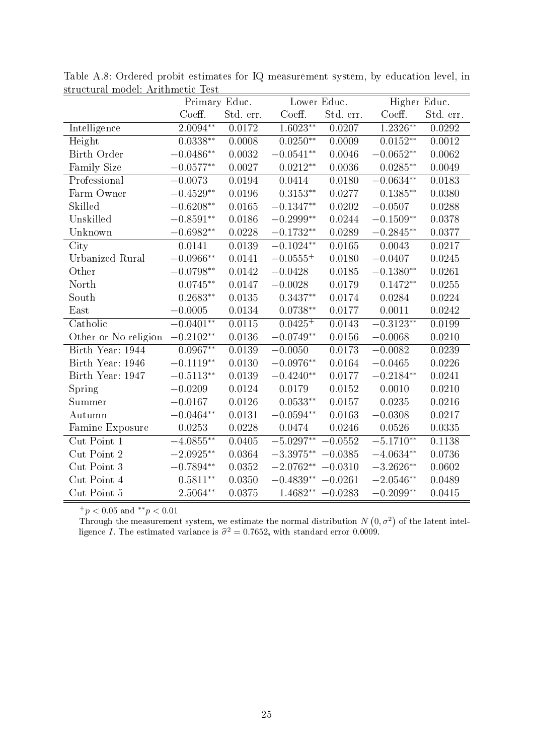Table A.8: Ordered probit estimates for IQ measurement system, by education level, in structural model: Arithmetic Test

| | Primary Educ. | | Lower Educ. | | Higher Educ. | |
|---|---|---|---|---|---|---|
| | Coeff. | Std. err. | Coeff. | Std. err. | Coeff. | Std. err. |
| Intelligence | $2.0094^{**}$ | 0.0172 | $1.6023^{**}$ | 0.0207 | $1.2326^{**}$ | 0.0292 |
| Height | $0.0338^{**}$ | 0.0008 | $0.0250^{**}$ | 0.0009 | $0.0152^{**}$ | 0.0012 |
| Birth Order | $-0.0486^{**}$ | 0.0032 | $-0.0541^{**}$ | 0.0046 | $-0.0652^{**}$ | 0.0062 |
| Family Size | $-0.0577^{**}$ | 0.0027 | $0.0212^{**}$ | 0.0036 | $0.0285^{**}$ | 0.0049 |
| Professional | $-0.0073$ | 0.0194 | 0.0414 | 0.0180 | $-0.0634^{**}$ | 0.0183 |
| Farm Owner | $-0.4529^{**}$ | 0.0196 | $0.3153^{**}$ | 0.0277 | $0.1385^{**}$ | 0.0380 |
| Skilled | $-0.6208^{**}$ | 0.0165 | $-0.1347^{**}$ | 0.0202 | $-0.0507$ | 0.0288 |
| Unskilled | $-0.8591^{**}$ | 0.0186 | $-0.2999^{**}$ | 0.0244 | $-0.1509^{**}$ | 0.0378 |
| Unknown | $-0.6982^{**}$ | 0.0228 | $-0.1732^{**}$ | 0.0289 | $-0.2845^{**}$ | 0.0377 |
| City | 0.0141 | 0.0139 | $-0.1024^{**}$ | 0.0165 | 0.0043 | 0.0217 |
| Urbanized Rural | $-0.0966^{**}$ | 0.0141 | $-0.0555^{+}$ | 0.0180 | $-0.0407$ | 0.0245 |
| Other | $-0.0798^{**}$ | 0.0142 | $-0.0428$ | 0.0185 | $-0.1380^{**}$ | 0.0261 |
| North | $0.0745^{**}$ | 0.0147 | $-0.0028$ | 0.0179 | $0.1472^{**}$ | 0.0255 |
| South | $0.2683^{**}$ | 0.0135 | $0.3437^{**}$ | 0.0174 | 0.0284 | 0.0224 |
| East | $-0.0005$ | 0.0134 | $0.0738^{**}$ | 0.0177 | 0.0011 | 0.0242 |
| Catholic | $-0.0401^{**}$ | 0.0115 | $0.0425^{+}$ | 0.0143 | $-0.3123^{**}$ | 0.0199 |
| Other or No religion | $-0.2102^{**}$ | 0.0136 | $-0.0749^{**}$ | 0.0156 | $-0.0068$ | 0.0210 |
| Birth Year: 1944 | $0.0967^{**}$ | 0.0139 | $-0.0050$ | 0.0173 | $-0.0082$ | 0.0239 |
| Birth Year: 1946 | $-0.1119^{**}$ | 0.0130 | $-0.0976^{**}$ | 0.0164 | $-0.0465$ | 0.0226 |
| Birth Year: 1947 | $-0.5113^{**}$ | 0.0139 | $-0.4240^{**}$ | 0.0177 | $-0.2184^{**}$ | 0.0241 |
| Spring | $-0.0209$ | 0.0124 | 0.0179 | 0.0152 | 0.0010 | 0.0210 |
| Summer | $-0.0167$ | 0.0126 | $0.0533^{**}$ | 0.0157 | 0.0235 | 0.0216 |
| Autumn | $-0.0464^{**}$ | 0.0131 | $-0.0594^{**}$ | 0.0163 | $-0.0308$ | 0.0217 |
| Famine Exposure | 0.0253 | 0.0228 | 0.0474 | 0.0246 | 0.0526 | 0.0335 |
| Cut Point 1 | $-4.0855^{**}$ | 0.0405 | $-5.0297^{**}$ | $-0.0552$ | $-5.1710^{**}$ | 0.1138 |
| Cut Point 2 | $-2.0925^{**}$ | 0.0364 | $-3.3975^{**}$ | $-0.0385$ | $-4.0634^{**}$ | 0.0736 |
| Cut Point 3 | $-0.7894^{**}$ | 0.0352 | $-2.0762^{**}$ | $-0.0310$ | $-3.2626^{**}$ | 0.0602 |
| Cut Point 4 | $0.5811^{**}$ | 0.0350 | $-0.4839^{**}$ | $-0.0261$ | $-2.0546^{**}$ | 0.0489 |
| Cut Point 5 | $2.5064^{**}$ | 0.0375 | $1.4682^{**}$ | $-0.0283$ | $-0.2099^{**}$ | 0.0415 |

$^{+}p < 0.05$ and $^{**}p < 0.01$

Through the measurement system, we estimate the normal distribution $N\left(0, \sigma^2\right)$ of the latent intelligence $I$. The estimated variance is $\hat{\sigma}^2 = 0.7652$, with standard error 0.0009.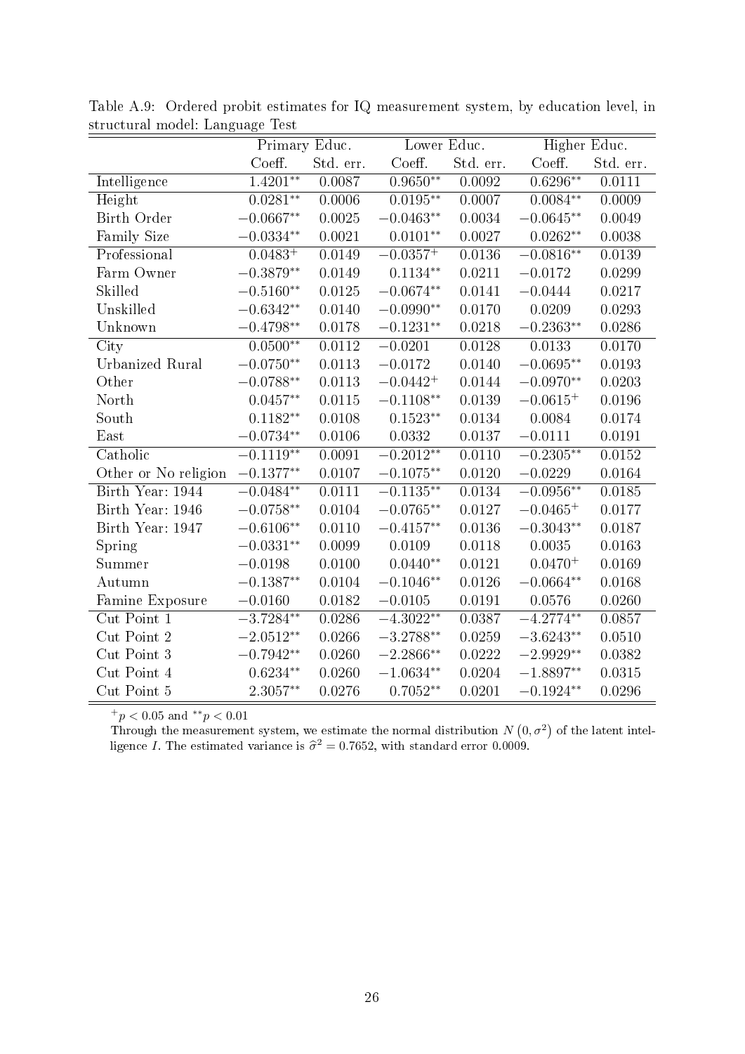Table A.9: Ordered probit estimates for IQ measurement system, by education level, in structural model: Language Test

| | Primary Educ. | | Lower Educ. | | Higher Educ. | |
|---|---|---|---|---|---|---|
| | Coeff. | Std. err. | Coeff. | Std. err. | Coeff. | Std. err. |
| Intelligence | $1.4201^{**}$ | 0.0087 | $0.9650^{**}$ | 0.0092 | $0.6296^{**}$ | 0.0111 |
| Height | $0.0281^{**}$ | 0.0006 | $0.0195^{**}$ | 0.0007 | $0.0084^{**}$ | 0.0009 |
| Birth Order | $-0.0667^{**}$ | 0.0025 | $-0.0463^{**}$ | 0.0034 | $-0.0645^{**}$ | 0.0049 |
| Family Size | $-0.0334^{**}$ | 0.0021 | $0.0101^{**}$ | 0.0027 | $0.0262^{**}$ | 0.0038 |
| Professional | $0.0483^{+}$ | 0.0149 | $-0.0357^{+}$ | 0.0136 | $-0.0816^{**}$ | 0.0139 |
| Farm Owner | $-0.3879^{**}$ | 0.0149 | $0.1134^{**}$ | 0.0211 | $-0.0172$ | 0.0299 |
| Skilled | $-0.5160^{**}$ | 0.0125 | $-0.0674^{**}$ | 0.0141 | $-0.0444$ | 0.0217 |
| Unskilled | $-0.6342^{**}$ | 0.0140 | $-0.0990^{**}$ | 0.0170 | $0.0209$ | 0.0293 |
| Unknown | $-0.4798^{**}$ | 0.0178 | $-0.1231^{**}$ | 0.0218 | $-0.2363^{**}$ | 0.0286 |
| City | $0.0500^{**}$ | 0.0112 | $-0.0201$ | 0.0128 | $0.0133$ | 0.0170 |
| Urbanized Rural | $-0.0750^{**}$ | 0.0113 | $-0.0172$ | 0.0140 | $-0.0695^{**}$ | 0.0193 |
| Other | $-0.0788^{**}$ | 0.0113 | $-0.0442^{+}$ | 0.0144 | $-0.0970^{**}$ | 0.0203 |
| North | $0.0457^{**}$ | 0.0115 | $-0.1108^{**}$ | 0.0139 | $-0.0615^{+}$ | 0.0196 |
| South | $0.1182^{**}$ | 0.0108 | $0.1523^{**}$ | 0.0134 | $0.0084$ | 0.0174 |
| East | $-0.0734^{**}$ | 0.0106 | $0.0332$ | 0.0137 | $-0.0111$ | 0.0191 |
| Catholic | $-0.1119^{**}$ | 0.0091 | $-0.2012^{**}$ | 0.0110 | $-0.2305^{**}$ | 0.0152 |
| Other or No religion | $-0.1377^{**}$ | 0.0107 | $-0.1075^{**}$ | 0.0120 | $-0.0229$ | 0.0164 |
| Birth Year: 1944 | $-0.0484^{**}$ | 0.0111 | $-0.1135^{**}$ | 0.0134 | $-0.0956^{**}$ | 0.0185 |
| Birth Year: 1946 | $-0.0758^{**}$ | 0.0104 | $-0.0765^{**}$ | 0.0127 | $-0.0465^{+}$ | 0.0177 |
| Birth Year: 1947 | $-0.6106^{**}$ | 0.0110 | $-0.4157^{**}$ | 0.0136 | $-0.3043^{**}$ | 0.0187 |
| Spring | $-0.0331^{**}$ | 0.0099 | $0.0109$ | 0.0118 | $0.0035$ | 0.0163 |
| Summer | $-0.0198$ | 0.0100 | $0.0440^{**}$ | 0.0121 | $0.0470^{+}$ | 0.0169 |
| Autumn | $-0.1387^{**}$ | 0.0104 | $-0.1046^{**}$ | 0.0126 | $-0.0664^{**}$ | 0.0168 |
| Famine Exposure | $-0.0160$ | 0.0182 | $-0.0105$ | 0.0191 | $0.0576$ | 0.0260 |
| Cut Point 1 | $-3.7284^{**}$ | 0.0286 | $-4.3022^{**}$ | 0.0387 | $-4.2774^{**}$ | 0.0857 |
| Cut Point 2 | $-2.0512^{**}$ | 0.0266 | $-3.2788^{**}$ | 0.0259 | $-3.6243^{**}$ | 0.0510 |
| Cut Point 3 | $-0.7942^{**}$ | 0.0260 | $-2.2866^{**}$ | 0.0222 | $-2.9929^{**}$ | 0.0382 |
| Cut Point 4 | $0.6234^{**}$ | 0.0260 | $-1.0634^{**}$ | 0.0204 | $-1.8897^{**}$ | 0.0315 |
| Cut Point 5 | $2.3057^{**}$ | 0.0276 | $0.7052^{**}$ | 0.0201 | $-0.1924^{**}$ | 0.0296 |

$^{+}p < 0.05$ and $^{**}p < 0.01$

Through the measurement system, we estimate the normal distribution $N\left(0, \sigma^2\right)$ of the latent intelligence $I$. The estimated variance is $\widehat{\sigma}^2 = 0.7652$, with standard error 0.0009.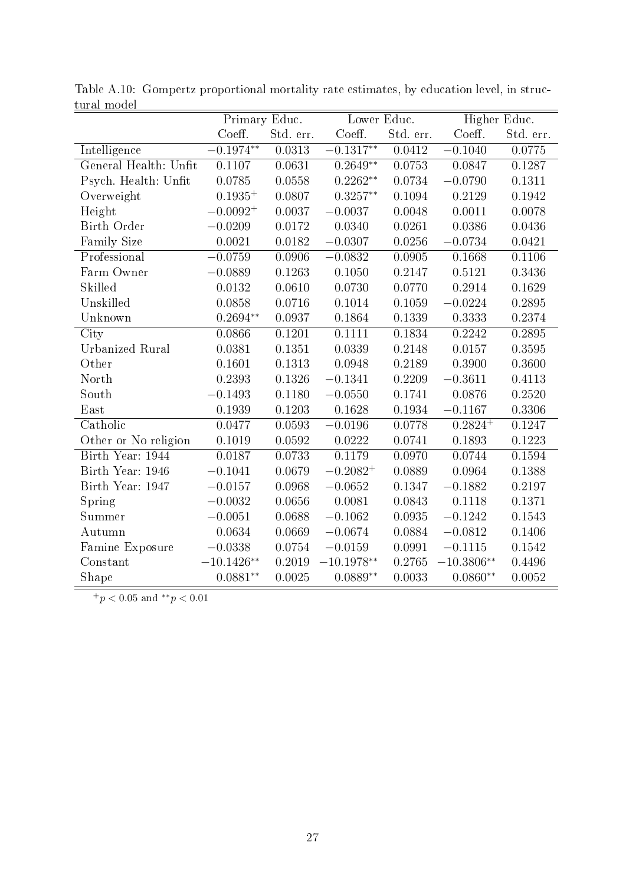Table A.10: Gompertz proportional mortality rate estimates, by education level, in structural model

| | Primary Educ. | | Lower Educ. | | Higher Educ. | |
|---|---|---|---|---|---|---|
| | Coeff. | Std. err. | Coeff. | Std. err. | Coeff. | Std. err. |
| Intelligence | $-0.1974^{**}$ | 0.0313 | $-0.1317^{**}$ | 0.0412 | $-0.1040$ | 0.0775 |
| General Health: Unfit | 0.1107 | 0.0631 | $0.2649^{**}$ | 0.0753 | 0.0847 | 0.1287 |
| Psych. Health: Unfit | 0.0785 | 0.0558 | $0.2262^{**}$ | 0.0734 | $-0.0790$ | 0.1311 |
| Overweight | $0.1935^{+}$ | 0.0807 | $0.3257^{**}$ | 0.1094 | 0.2129 | 0.1942 |
| Height | $-0.0092^{+}$ | 0.0037 | $-0.0037$ | 0.0048 | 0.0011 | 0.0078 |
| Birth Order | $-0.0209$ | 0.0172 | 0.0340 | 0.0261 | 0.0386 | 0.0436 |
| Family Size | 0.0021 | 0.0182 | $-0.0307$ | 0.0256 | $-0.0734$ | 0.0421 |
| Professional | $-0.0759$ | 0.0906 | $-0.0832$ | 0.0905 | 0.1668 | 0.1106 |
| Farm Owner | $-0.0889$ | 0.1263 | 0.1050 | 0.2147 | 0.5121 | 0.3436 |
| Skilled | 0.0132 | 0.0610 | 0.0730 | 0.0770 | 0.2914 | 0.1629 |
| Unskilled | 0.0858 | 0.0716 | 0.1014 | 0.1059 | $-0.0224$ | 0.2895 |
| Unknown | $0.2694^{**}$ | 0.0937 | 0.1864 | 0.1339 | 0.3333 | 0.2374 |
| City | 0.0866 | 0.1201 | 0.1111 | 0.1834 | 0.2242 | 0.2895 |
| Urbanized Rural | 0.0381 | 0.1351 | 0.0339 | 0.2148 | 0.0157 | 0.3595 |
| Other | 0.1601 | 0.1313 | 0.0948 | 0.2189 | 0.3900 | 0.3600 |
| North | 0.2393 | 0.1326 | $-0.1341$ | 0.2209 | $-0.3611$ | 0.4113 |
| South | $-0.1493$ | 0.1180 | $-0.0550$ | 0.1741 | 0.0876 | 0.2520 |
| East | 0.1939 | 0.1203 | 0.1628 | 0.1934 | $-0.1167$ | 0.3306 |
| Catholic | 0.0477 | 0.0593 | $-0.0196$ | 0.0778 | $0.2824^{+}$ | 0.1247 |
| Other or No religion | 0.1019 | 0.0592 | 0.0222 | 0.0741 | 0.1893 | 0.1223 |
| Birth Year: 1944 | 0.0187 | 0.0733 | 0.1179 | 0.0970 | 0.0744 | 0.1594 |
| Birth Year: 1946 | $-0.1041$ | 0.0679 | $-0.2082^{+}$ | 0.0889 | 0.0964 | 0.1388 |
| Birth Year: 1947 | $-0.0157$ | 0.0968 | $-0.0652$ | 0.1347 | $-0.1882$ | 0.2197 |
| Spring | $-0.0032$ | 0.0656 | 0.0081 | 0.0843 | 0.1118 | 0.1371 |
| Summer | $-0.0051$ | 0.0688 | $-0.1062$ | 0.0935 | $-0.1242$ | 0.1543 |
| Autumn | 0.0634 | 0.0669 | $-0.0674$ | 0.0884 | $-0.0812$ | 0.1406 |
| Famine Exposure | $-0.0338$ | 0.0754 | $-0.0159$ | 0.0991 | $-0.1115$ | 0.1542 |
| Constant | $-10.1426^{**}$ | 0.2019 | $-10.1978^{**}$ | 0.2765 | $-10.3806^{**}$ | 0.4496 |
| Shape | $0.0881^{**}$ | 0.0025 | $0.0889^{**}$ | 0.0033 | $0.0860^{**}$ | 0.0052 |

$^{+}p < 0.05$ and $^{**}p < 0.01$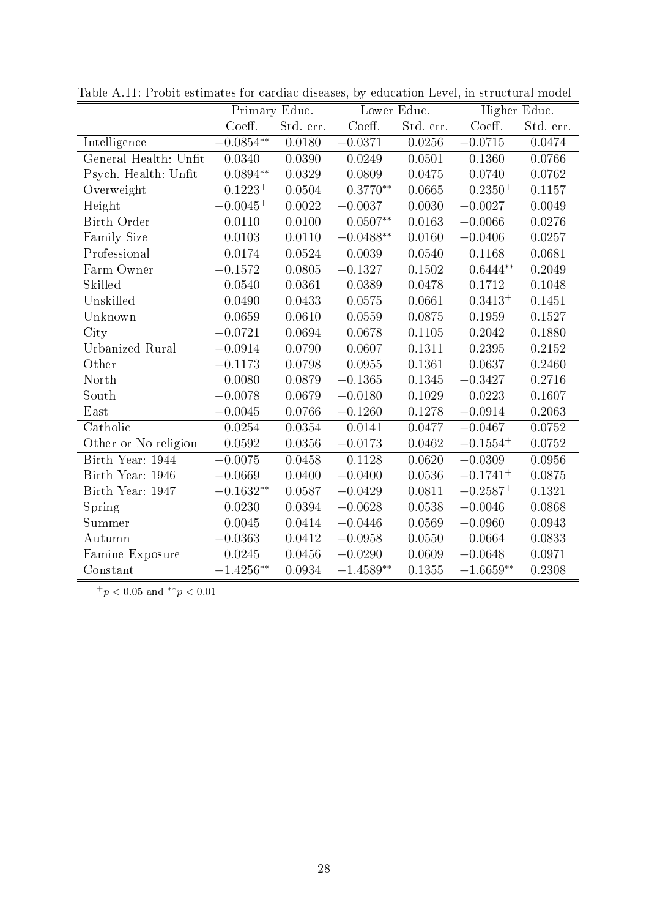Table A.11: Probit estimates for cardiac diseases, by education Level, in structural model

| | Primary Educ. | | Lower Educ. | | Higher Educ. | |
|---|---|---|---|---|---|---|
| | Coeff. | Std. err. | Coeff. | Std. err. | Coeff. | Std. err. |
| Intelligence | $-0.0854^{**}$ | 0.0180 | $-0.0371$ | 0.0256 | $-0.0715$ | 0.0474 |
| General Health: Unfit | 0.0340 | 0.0390 | 0.0249 | 0.0501 | 0.1360 | 0.0766 |
| Psych. Health: Unfit | $0.0894^{**}$ | 0.0329 | 0.0809 | 0.0475 | 0.0740 | 0.0762 |
| Overweight | $0.1223^{+}$ | 0.0504 | $0.3770^{**}$ | 0.0665 | $0.2350^{+}$ | 0.1157 |
| Height | $-0.0045^{+}$ | 0.0022 | $-0.0037$ | 0.0030 | $-0.0027$ | 0.0049 |
| Birth Order | 0.0110 | 0.0100 | $0.0507^{**}$ | 0.0163 | $-0.0066$ | 0.0276 |
| Family Size | 0.0103 | 0.0110 | $-0.0488^{**}$ | 0.0160 | $-0.0406$ | 0.0257 |
| Professional | 0.0174 | 0.0524 | 0.0039 | 0.0540 | 0.1168 | 0.0681 |
| Farm Owner | $-0.1572$ | 0.0805 | $-0.1327$ | 0.1502 | $0.6444^{**}$ | 0.2049 |
| Skilled | 0.0540 | 0.0361 | 0.0389 | 0.0478 | 0.1712 | 0.1048 |
| Unskilled | 0.0490 | 0.0433 | 0.0575 | 0.0661 | $0.3413^{+}$ | 0.1451 |
| Unknown | 0.0659 | 0.0610 | 0.0559 | 0.0875 | 0.1959 | 0.1527 |
| City | $-0.0721$ | 0.0694 | 0.0678 | 0.1105 | 0.2042 | 0.1880 |
| Urbanized Rural | $-0.0914$ | 0.0790 | 0.0607 | 0.1311 | 0.2395 | 0.2152 |
| Other | $-0.1173$ | 0.0798 | 0.0955 | 0.1361 | 0.0637 | 0.2460 |
| North | 0.0080 | 0.0879 | $-0.1365$ | 0.1345 | $-0.3427$ | 0.2716 |
| South | $-0.0078$ | 0.0679 | $-0.0180$ | 0.1029 | 0.0223 | 0.1607 |
| East | $-0.0045$ | 0.0766 | $-0.1260$ | 0.1278 | $-0.0914$ | 0.2063 |
| Catholic | 0.0254 | 0.0354 | 0.0141 | 0.0477 | $-0.0467$ | 0.0752 |
| Other or No religion | 0.0592 | 0.0356 | $-0.0173$ | 0.0462 | $-0.1554^{+}$ | 0.0752 |
| Birth Year: 1944 | $-0.0075$ | 0.0458 | 0.1128 | 0.0620 | $-0.0309$ | 0.0956 |
| Birth Year: 1946 | $-0.0669$ | 0.0400 | $-0.0400$ | 0.0536 | $-0.1741^{+}$ | 0.0875 |
| Birth Year: 1947 | $-0.1632^{**}$ | 0.0587 | $-0.0429$ | 0.0811 | $-0.2587^{+}$ | 0.1321 |
| Spring | 0.0230 | 0.0394 | $-0.0628$ | 0.0538 | $-0.0046$ | 0.0868 |
| Summer | 0.0045 | 0.0414 | $-0.0446$ | 0.0569 | $-0.0960$ | 0.0943 |
| Autumn | $-0.0363$ | 0.0412 | $-0.0958$ | 0.0550 | 0.0664 | 0.0833 |
| Famine Exposure | 0.0245 | 0.0456 | $-0.0290$ | 0.0609 | $-0.0648$ | 0.0971 |
| Constant | $-1.4256^{**}$ | 0.0934 | $-1.4589^{**}$ | 0.1355 | $-1.6659^{**}$ | 0.2308 |

$^{+}p < 0.05$ and $^{**}p < 0.01$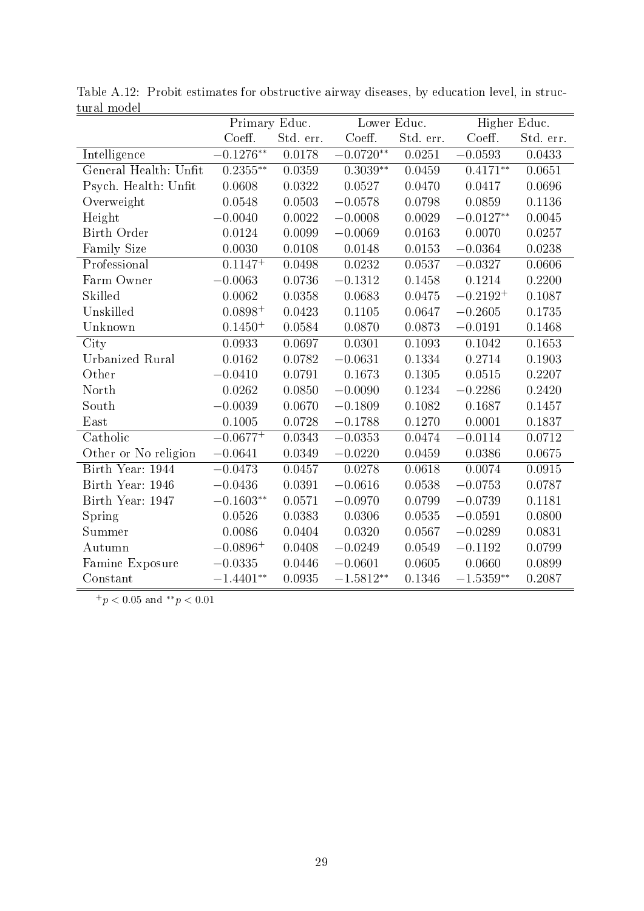Table A.12: Probit estimates for obstructive airway diseases, by education level, in structural model

| | Primary Educ. | | Lower Educ. | | Higher Educ. | |
|---|---|---|---|---|---|---|
| | Coeff. | Std. err. | Coeff. | Std. err. | Coeff. | Std. err. |
| Intelligence | $-0.1276^{**}$ | 0.0178 | $-0.0720^{**}$ | 0.0251 | $-0.0593$ | 0.0433 |
| General Health: Unfit | $0.2355^{**}$ | 0.0359 | $0.3039^{**}$ | 0.0459 | $0.4171^{**}$ | 0.0651 |
| Psych. Health: Unfit | 0.0608 | 0.0322 | 0.0527 | 0.0470 | 0.0417 | 0.0696 |
| Overweight | 0.0548 | 0.0503 | $-0.0578$ | 0.0798 | 0.0859 | 0.1136 |
| Height | $-0.0040$ | 0.0022 | $-0.0008$ | 0.0029 | $-0.0127^{**}$ | 0.0045 |
| Birth Order | 0.0124 | 0.0099 | $-0.0069$ | 0.0163 | 0.0070 | 0.0257 |
| Family Size | 0.0030 | 0.0108 | 0.0148 | 0.0153 | $-0.0364$ | 0.0238 |
| Professional | $0.1147^{+}$ | 0.0498 | 0.0232 | 0.0537 | $-0.0327$ | 0.0606 |
| Farm Owner | $-0.0063$ | 0.0736 | $-0.1312$ | 0.1458 | 0.1214 | 0.2200 |
| Skilled | 0.0062 | 0.0358 | 0.0683 | 0.0475 | $-0.2192^{+}$ | 0.1087 |
| Unskilled | $0.0898^{+}$ | 0.0423 | 0.1105 | 0.0647 | $-0.2605$ | 0.1735 |
| Unknown | $0.1450^{+}$ | 0.0584 | 0.0870 | 0.0873 | $-0.0191$ | 0.1468 |
| City | 0.0933 | 0.0697 | 0.0301 | 0.1093 | 0.1042 | 0.1653 |
| Urbanized Rural | 0.0162 | 0.0782 | $-0.0631$ | 0.1334 | 0.2714 | 0.1903 |
| Other | $-0.0410$ | 0.0791 | 0.1673 | 0.1305 | 0.0515 | 0.2207 |
| North | 0.0262 | 0.0850 | $-0.0090$ | 0.1234 | $-0.2286$ | 0.2420 |
| South | $-0.0039$ | 0.0670 | $-0.1809$ | 0.1082 | 0.1687 | 0.1457 |
| East | 0.1005 | 0.0728 | $-0.1788$ | 0.1270 | 0.0001 | 0.1837 |
| Catholic | $-0.0677^{+}$ | 0.0343 | $-0.0353$ | 0.0474 | $-0.0114$ | 0.0712 |
| Other or No religion | $-0.0641$ | 0.0349 | $-0.0220$ | 0.0459 | 0.0386 | 0.0675 |
| Birth Year: 1944 | $-0.0473$ | 0.0457 | 0.0278 | 0.0618 | 0.0074 | 0.0915 |
| Birth Year: 1946 | $-0.0436$ | 0.0391 | $-0.0616$ | 0.0538 | $-0.0753$ | 0.0787 |
| Birth Year: 1947 | $-0.1603^{**}$ | 0.0571 | $-0.0970$ | 0.0799 | $-0.0739$ | 0.1181 |
| Spring | 0.0526 | 0.0383 | 0.0306 | 0.0535 | $-0.0591$ | 0.0800 |
| Summer | 0.0086 | 0.0404 | 0.0320 | 0.0567 | $-0.0289$ | 0.0831 |
| Autumn | $-0.0896^{+}$ | 0.0408 | $-0.0249$ | 0.0549 | $-0.1192$ | 0.0799 |
| Famine Exposure | $-0.0335$ | 0.0446 | $-0.0601$ | 0.0605 | 0.0660 | 0.0899 |
| Constant | $-1.4401^{**}$ | 0.0935 | $-1.5812^{**}$ | 0.1346 | $-1.5359^{**}$ | 0.2087 |

$^{+}p < 0.05$ and $^{**}p < 0.01$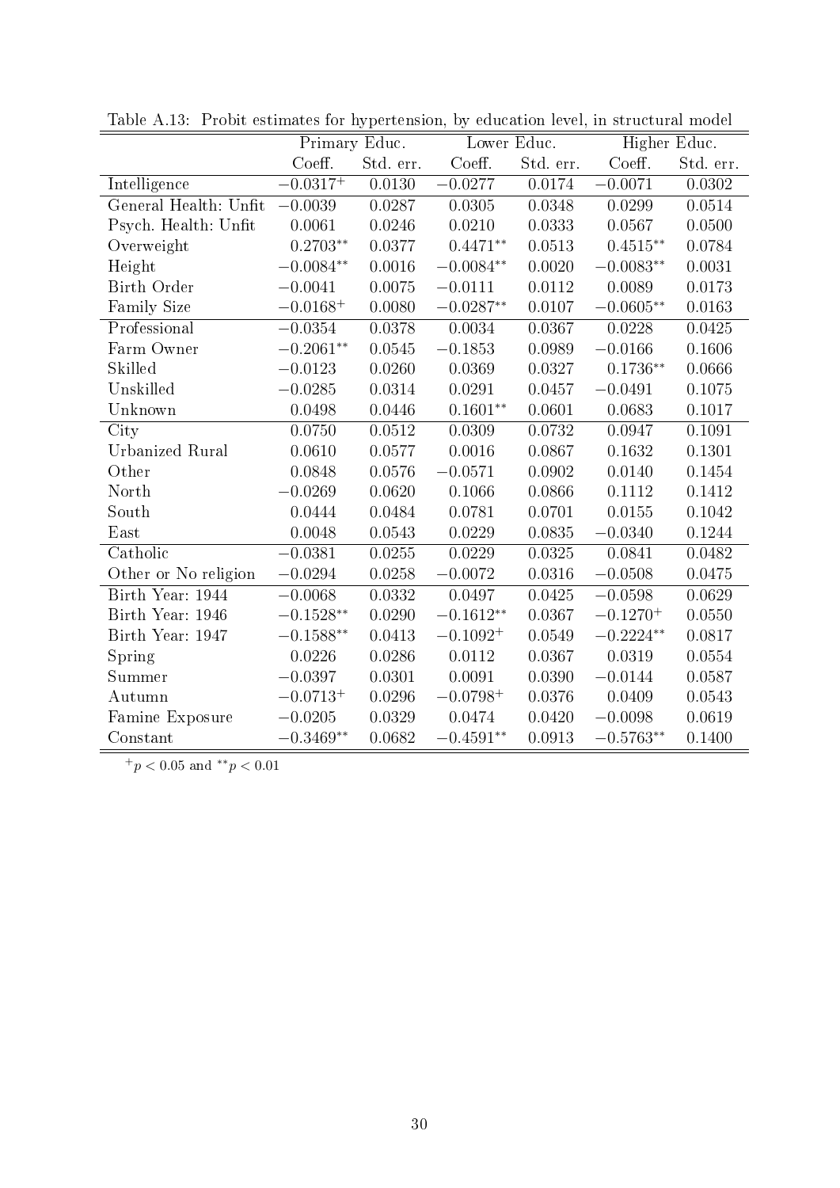Table A.13: Probit estimates for hypertension, by education level, in structural model

| | Primary Educ. | | Lower Educ. | | Higher Educ. | |
|---|---|---|---|---|---|---|
| | Coeff. | Std. err. | Coeff. | Std. err. | Coeff. | Std. err. |
| Intelligence | $-0.0317^{+}$ | 0.0130 | $-0.0277$ | 0.0174 | $-0.0071$ | 0.0302 |
| General Health: Unfit | $-0.0039$ | 0.0287 | 0.0305 | 0.0348 | 0.0299 | 0.0514 |
| Psych. Health: Unfit | 0.0061 | 0.0246 | 0.0210 | 0.0333 | 0.0567 | 0.0500 |
| Overweight | $0.2703^{**}$ | 0.0377 | $0.4471^{**}$ | 0.0513 | $0.4515^{**}$ | 0.0784 |
| Height | $-0.0084^{**}$ | 0.0016 | $-0.0084^{**}$ | 0.0020 | $-0.0083^{**}$ | 0.0031 |
| Birth Order | $-0.0041$ | 0.0075 | $-0.0111$ | 0.0112 | 0.0089 | 0.0173 |
| Family Size | $-0.0168^{+}$ | 0.0080 | $-0.0287^{**}$ | 0.0107 | $-0.0605^{**}$ | 0.0163 |
| Professional | $-0.0354$ | 0.0378 | 0.0034 | 0.0367 | 0.0228 | 0.0425 |
| Farm Owner | $-0.2061^{**}$ | 0.0545 | $-0.1853$ | 0.0989 | $-0.0166$ | 0.1606 |
| Skilled | $-0.0123$ | 0.0260 | 0.0369 | 0.0327 | $0.1736^{**}$ | 0.0666 |
| Unskilled | $-0.0285$ | 0.0314 | 0.0291 | 0.0457 | $-0.0491$ | 0.1075 |
| Unknown | 0.0498 | 0.0446 | $0.1601^{**}$ | 0.0601 | 0.0683 | 0.1017 |
| City | 0.0750 | 0.0512 | 0.0309 | 0.0732 | 0.0947 | 0.1091 |
| Urbanized Rural | 0.0610 | 0.0577 | 0.0016 | 0.0867 | 0.1632 | 0.1301 |
| Other | 0.0848 | 0.0576 | $-0.0571$ | 0.0902 | 0.0140 | 0.1454 |
| North | $-0.0269$ | 0.0620 | 0.1066 | 0.0866 | 0.1112 | 0.1412 |
| South | 0.0444 | 0.0484 | 0.0781 | 0.0701 | 0.0155 | 0.1042 |
| East | 0.0048 | 0.0543 | 0.0229 | 0.0835 | $-0.0340$ | 0.1244 |
| Catholic | $-0.0381$ | 0.0255 | 0.0229 | 0.0325 | 0.0841 | 0.0482 |
| Other or No religion | $-0.0294$ | 0.0258 | $-0.0072$ | 0.0316 | $-0.0508$ | 0.0475 |
| Birth Year: 1944 | $-0.0068$ | 0.0332 | 0.0497 | 0.0425 | $-0.0598$ | 0.0629 |
| Birth Year: 1946 | $-0.1528^{**}$ | 0.0290 | $-0.1612^{**}$ | 0.0367 | $-0.1270^{+}$ | 0.0550 |
| Birth Year: 1947 | $-0.1588^{**}$ | 0.0413 | $-0.1092^{+}$ | 0.0549 | $-0.2224^{**}$ | 0.0817 |
| Spring | 0.0226 | 0.0286 | 0.0112 | 0.0367 | 0.0319 | 0.0554 |
| Summer | $-0.0397$ | 0.0301 | 0.0091 | 0.0390 | $-0.0144$ | 0.0587 |
| Autumn | $-0.0713^{+}$ | 0.0296 | $-0.0798^{+}$ | 0.0376 | 0.0409 | 0.0543 |
| Famine Exposure | $-0.0205$ | 0.0329 | 0.0474 | 0.0420 | $-0.0098$ | 0.0619 |
| Constant | $-0.3469^{**}$ | 0.0682 | $-0.4591^{**}$ | 0.0913 | $-0.5763^{**}$ | 0.1400 |

$^{+}p < 0.05$ and $^{**}p < 0.01$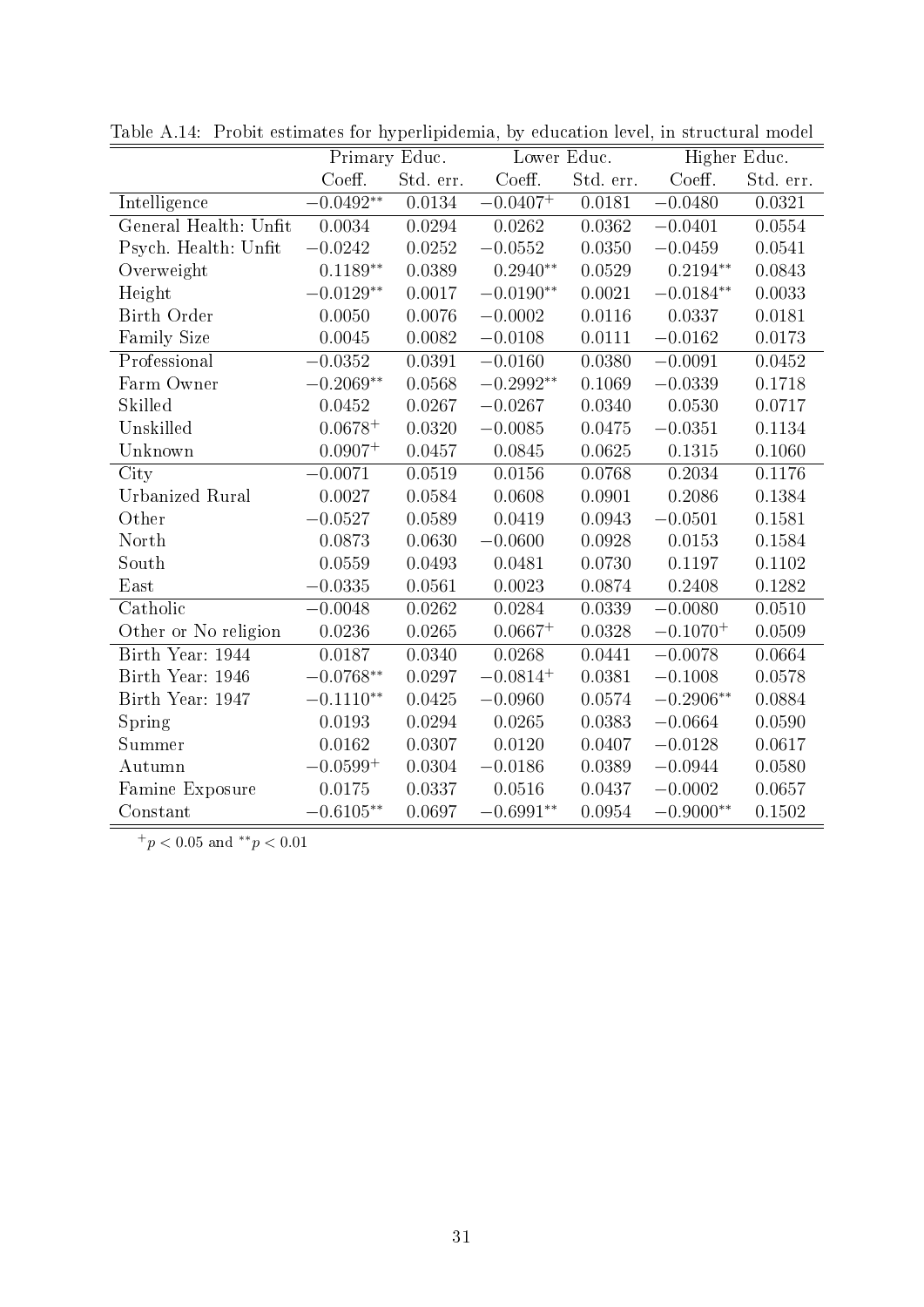Table A.14: Probit estimates for hyperlipidemia, by education level, in structural model

| | Primary Educ. | | Lower Educ. | | Higher Educ. | |
|---|---|---|---|---|---|---|
| | Coeff. | Std. err. | Coeff. | Std. err. | Coeff. | Std. err. |
| Intelligence | $-0.0492^{**}$ | 0.0134 | $-0.0407^{+}$ | 0.0181 | $-0.0480$ | 0.0321 |
| General Health: Unfit | 0.0034 | 0.0294 | 0.0262 | 0.0362 | $-0.0401$ | 0.0554 |
| Psych. Health: Unfit | $-0.0242$ | 0.0252 | $-0.0552$ | 0.0350 | $-0.0459$ | 0.0541 |
| Overweight | $0.1189^{**}$ | 0.0389 | $0.2940^{**}$ | 0.0529 | $0.2194^{**}$ | 0.0843 |
| Height | $-0.0129^{**}$ | 0.0017 | $-0.0190^{**}$ | 0.0021 | $-0.0184^{**}$ | 0.0033 |
| Birth Order | 0.0050 | 0.0076 | $-0.0002$ | 0.0116 | 0.0337 | 0.0181 |
| Family Size | 0.0045 | 0.0082 | $-0.0108$ | 0.0111 | $-0.0162$ | 0.0173 |
| Professional | $-0.0352$ | 0.0391 | $-0.0160$ | 0.0380 | $-0.0091$ | 0.0452 |
| Farm Owner | $-0.2069^{**}$ | 0.0568 | $-0.2992^{**}$ | 0.1069 | $-0.0339$ | 0.1718 |
| Skilled | 0.0452 | 0.0267 | $-0.0267$ | 0.0340 | 0.0530 | 0.0717 |
| Unskilled | $0.0678^{+}$ | 0.0320 | $-0.0085$ | 0.0475 | $-0.0351$ | 0.1134 |
| Unknown | $0.0907^{+}$ | 0.0457 | 0.0845 | 0.0625 | 0.1315 | 0.1060 |
| City | $-0.0071$ | 0.0519 | 0.0156 | 0.0768 | 0.2034 | 0.1176 |
| Urbanized Rural | 0.0027 | 0.0584 | 0.0608 | 0.0901 | 0.2086 | 0.1384 |
| Other | $-0.0527$ | 0.0589 | 0.0419 | 0.0943 | $-0.0501$ | 0.1581 |
| North | 0.0873 | 0.0630 | $-0.0600$ | 0.0928 | 0.0153 | 0.1584 |
| South | 0.0559 | 0.0493 | 0.0481 | 0.0730 | 0.1197 | 0.1102 |
| East | $-0.0335$ | 0.0561 | 0.0023 | 0.0874 | 0.2408 | 0.1282 |
| Catholic | $-0.0048$ | 0.0262 | 0.0284 | 0.0339 | $-0.0080$ | 0.0510 |
| Other or No religion | 0.0236 | 0.0265 | $0.0667^{+}$ | 0.0328 | $-0.1070^{+}$ | 0.0509 |
| Birth Year: 1944 | 0.0187 | 0.0340 | 0.0268 | 0.0441 | $-0.0078$ | 0.0664 |
| Birth Year: 1946 | $-0.0768^{**}$ | 0.0297 | $-0.0814^{+}$ | 0.0381 | $-0.1008$ | 0.0578 |
| Birth Year: 1947 | $-0.1110^{**}$ | 0.0425 | $-0.0960$ | 0.0574 | $-0.2906^{**}$ | 0.0884 |
| Spring | 0.0193 | 0.0294 | 0.0265 | 0.0383 | $-0.0664$ | 0.0590 |
| Summer | 0.0162 | 0.0307 | 0.0120 | 0.0407 | $-0.0128$ | 0.0617 |
| Autumn | $-0.0599^{+}$ | 0.0304 | $-0.0186$ | 0.0389 | $-0.0944$ | 0.0580 |
| Famine Exposure | 0.0175 | 0.0337 | 0.0516 | 0.0437 | $-0.0002$ | 0.0657 |
| Constant | $-0.6105^{**}$ | 0.0697 | $-0.6991^{**}$ | 0.0954 | $-0.9000^{**}$ | 0.1502 |

$^{+}p < 0.05$ and $^{**}p < 0.01$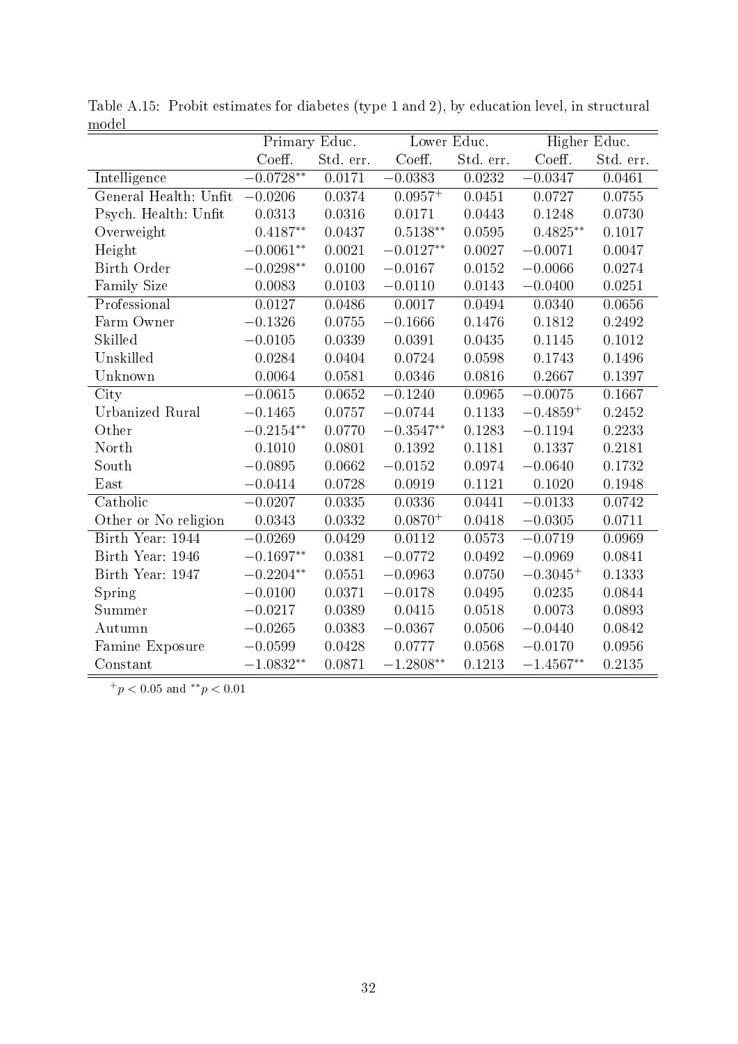Table A.15: Probit estimates for diabetes (type 1 and 2), by education level, in structural model

| | Primary Educ. | | Lower Educ. | | Higher Educ. | |
|---|---|---|---|---|---|---|
| | Coeff. | Std. err. | Coeff. | Std. err. | Coeff. | Std. err. |
| Intelligence | $-0.0728^{**}$ | 0.0171 | $-0.0383$ | 0.0232 | $-0.0347$ | 0.0461 |
| General Health: Unfit | $-0.0206$ | 0.0374 | $0.0957^{+}$ | 0.0451 | 0.0727 | 0.0755 |
| Psych. Health: Unfit | 0.0313 | 0.0316 | 0.0171 | 0.0443 | 0.1248 | 0.0730 |
| Overweight | $0.4187^{**}$ | 0.0437 | $0.5138^{**}$ | 0.0595 | $0.4825^{**}$ | 0.1017 |
| Height | $-0.0061^{**}$ | 0.0021 | $-0.0127^{**}$ | 0.0027 | $-0.0071$ | 0.0047 |
| Birth Order | $-0.0298^{**}$ | 0.0100 | $-0.0167$ | 0.0152 | $-0.0066$ | 0.0274 |
| Family Size | 0.0083 | 0.0103 | $-0.0110$ | 0.0143 | $-0.0400$ | 0.0251 |
| Professional | 0.0127 | 0.0486 | 0.0017 | 0.0494 | 0.0340 | 0.0656 |
| Farm Owner | $-0.1326$ | 0.0755 | $-0.1666$ | 0.1476 | 0.1812 | 0.2492 |
| Skilled | $-0.0105$ | 0.0339 | 0.0391 | 0.0435 | 0.1145 | 0.1012 |
| Unskilled | 0.0284 | 0.0404 | 0.0724 | 0.0598 | 0.1743 | 0.1496 |
| Unknown | 0.0064 | 0.0581 | 0.0346 | 0.0816 | 0.2667 | 0.1397 |
| City | $-0.0615$ | 0.0652 | $-0.1240$ | 0.0965 | $-0.0075$ | 0.1667 |
| Urbanized Rural | $-0.1465$ | 0.0757 | $-0.0744$ | 0.1133 | $-0.4859^{+}$ | 0.2452 |
| Other | $-0.2154^{**}$ | 0.0770 | $-0.3547^{**}$ | 0.1283 | $-0.1194$ | 0.2233 |
| North | 0.1010 | 0.0801 | 0.1392 | 0.1181 | 0.1337 | 0.2181 |
| South | $-0.0895$ | 0.0662 | $-0.0152$ | 0.0974 | $-0.0640$ | 0.1732 |
| East | $-0.0414$ | 0.0728 | 0.0919 | 0.1121 | 0.1020 | 0.1948 |
| Catholic | $-0.0207$ | 0.0335 | 0.0336 | 0.0441 | $-0.0133$ | 0.0742 |
| Other or No religion | 0.0343 | 0.0332 | $0.0870^{+}$ | 0.0418 | $-0.0305$ | 0.0711 |
| Birth Year: 1944 | $-0.0269$ | 0.0429 | 0.0112 | 0.0573 | $-0.0719$ | 0.0969 |
| Birth Year: 1946 | $-0.1697^{**}$ | 0.0381 | $-0.0772$ | 0.0492 | $-0.0969$ | 0.0841 |
| Birth Year: 1947 | $-0.2204^{**}$ | 0.0551 | $-0.0963$ | 0.0750 | $-0.3045^{+}$ | 0.1333 |
| Spring | $-0.0100$ | 0.0371 | $-0.0178$ | 0.0495 | 0.0235 | 0.0844 |
| Summer | $-0.0217$ | 0.0389 | 0.0415 | 0.0518 | 0.0073 | 0.0893 |
| Autumn | $-0.0265$ | 0.0383 | $-0.0367$ | 0.0506 | $-0.0440$ | 0.0842 |
| Famine Exposure | $-0.0599$ | 0.0428 | 0.0777 | 0.0568 | $-0.0170$ | 0.0956 |
| Constant | $-1.0832^{**}$ | 0.0871 | $-1.2808^{**}$ | 0.1213 | $-1.4567^{**}$ | 0.2135 |

$^{+}p < 0.05$ and $^{**}p < 0.01$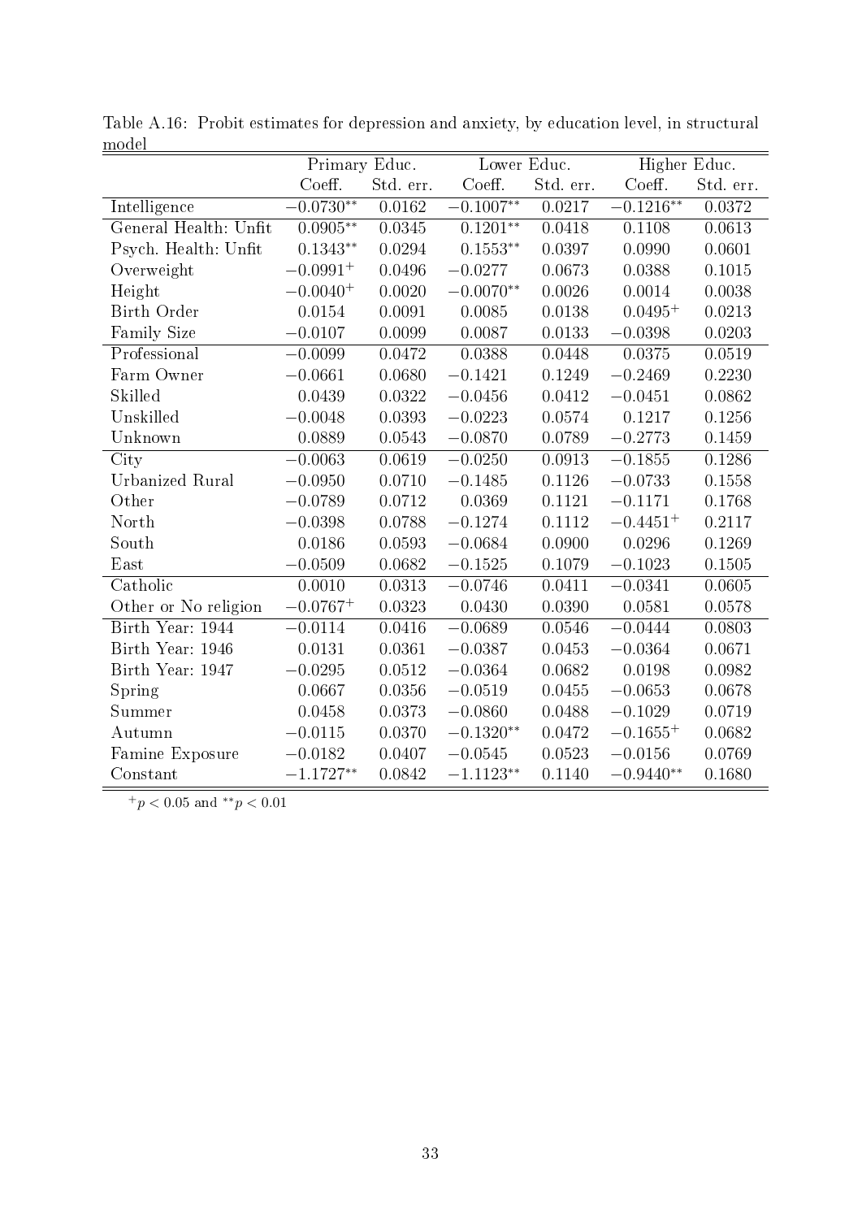Table A.16: Probit estimates for depression and anxiety, by education level, in structural model

| | Primary Educ. | | Lower Educ. | | Higher Educ. | |
|---|---|---|---|---|---|---|
| | Coeff. | Std. err. | Coeff. | Std. err. | Coeff. | Std. err. |
| Intelligence | $-0.0730^{**}$ | 0.0162 | $-0.1007^{**}$ | 0.0217 | $-0.1216^{**}$ | 0.0372 |
| General Health: Unfit | $0.0905^{**}$ | 0.0345 | $0.1201^{**}$ | 0.0418 | 0.1108 | 0.0613 |
| Psych. Health: Unfit | $0.1343^{**}$ | 0.0294 | $0.1553^{**}$ | 0.0397 | 0.0990 | 0.0601 |
| Overweight | $-0.0991^{+}$ | 0.0496 | $-0.0277$ | 0.0673 | 0.0388 | 0.1015 |
| Height | $-0.0040^{+}$ | 0.0020 | $-0.0070^{**}$ | 0.0026 | 0.0014 | 0.0038 |
| Birth Order | 0.0154 | 0.0091 | 0.0085 | 0.0138 | $0.0495^{+}$ | 0.0213 |
| Family Size | $-0.0107$ | 0.0099 | 0.0087 | 0.0133 | $-0.0398$ | 0.0203 |
| Professional | $-0.0099$ | 0.0472 | 0.0388 | 0.0448 | 0.0375 | 0.0519 |
| Farm Owner | $-0.0661$ | 0.0680 | $-0.1421$ | 0.1249 | $-0.2469$ | 0.2230 |
| Skilled | 0.0439 | 0.0322 | $-0.0456$ | 0.0412 | $-0.0451$ | 0.0862 |
| Unskilled | $-0.0048$ | 0.0393 | $-0.0223$ | 0.0574 | 0.1217 | 0.1256 |
| Unknown | 0.0889 | 0.0543 | $-0.0870$ | 0.0789 | $-0.2773$ | 0.1459 |
| City | $-0.0063$ | 0.0619 | $-0.0250$ | 0.0913 | $-0.1855$ | 0.1286 |
| Urbanized Rural | $-0.0950$ | 0.0710 | $-0.1485$ | 0.1126 | $-0.0733$ | 0.1558 |
| Other | $-0.0789$ | 0.0712 | 0.0369 | 0.1121 | $-0.1171$ | 0.1768 |
| North | $-0.0398$ | 0.0788 | $-0.1274$ | 0.1112 | $-0.4451^{+}$ | 0.2117 |
| South | 0.0186 | 0.0593 | $-0.0684$ | 0.0900 | 0.0296 | 0.1269 |
| East | $-0.0509$ | 0.0682 | $-0.1525$ | 0.1079 | $-0.1023$ | 0.1505 |
| Catholic | 0.0010 | 0.0313 | $-0.0746$ | 0.0411 | $-0.0341$ | 0.0605 |
| Other or No religion | $-0.0767^{+}$ | 0.0323 | 0.0430 | 0.0390 | 0.0581 | 0.0578 |
| Birth Year: 1944 | $-0.0114$ | 0.0416 | $-0.0689$ | 0.0546 | $-0.0444$ | 0.0803 |
| Birth Year: 1946 | 0.0131 | 0.0361 | $-0.0387$ | 0.0453 | $-0.0364$ | 0.0671 |
| Birth Year: 1947 | $-0.0295$ | 0.0512 | $-0.0364$ | 0.0682 | 0.0198 | 0.0982 |
| Spring | 0.0667 | 0.0356 | $-0.0519$ | 0.0455 | $-0.0653$ | 0.0678 |
| Summer | 0.0458 | 0.0373 | $-0.0860$ | 0.0488 | $-0.1029$ | 0.0719 |
| Autumn | $-0.0115$ | 0.0370 | $-0.1320^{**}$ | 0.0472 | $-0.1655^{+}$ | 0.0682 |
| Famine Exposure | $-0.0182$ | 0.0407 | $-0.0545$ | 0.0523 | $-0.0156$ | 0.0769 |
| Constant | $-1.1727^{**}$ | 0.0842 | $-1.1123^{**}$ | 0.1140 | $-0.9440^{**}$ | 0.1680 |

$^{+}p < 0.05$ and $^{**}p < 0.01$